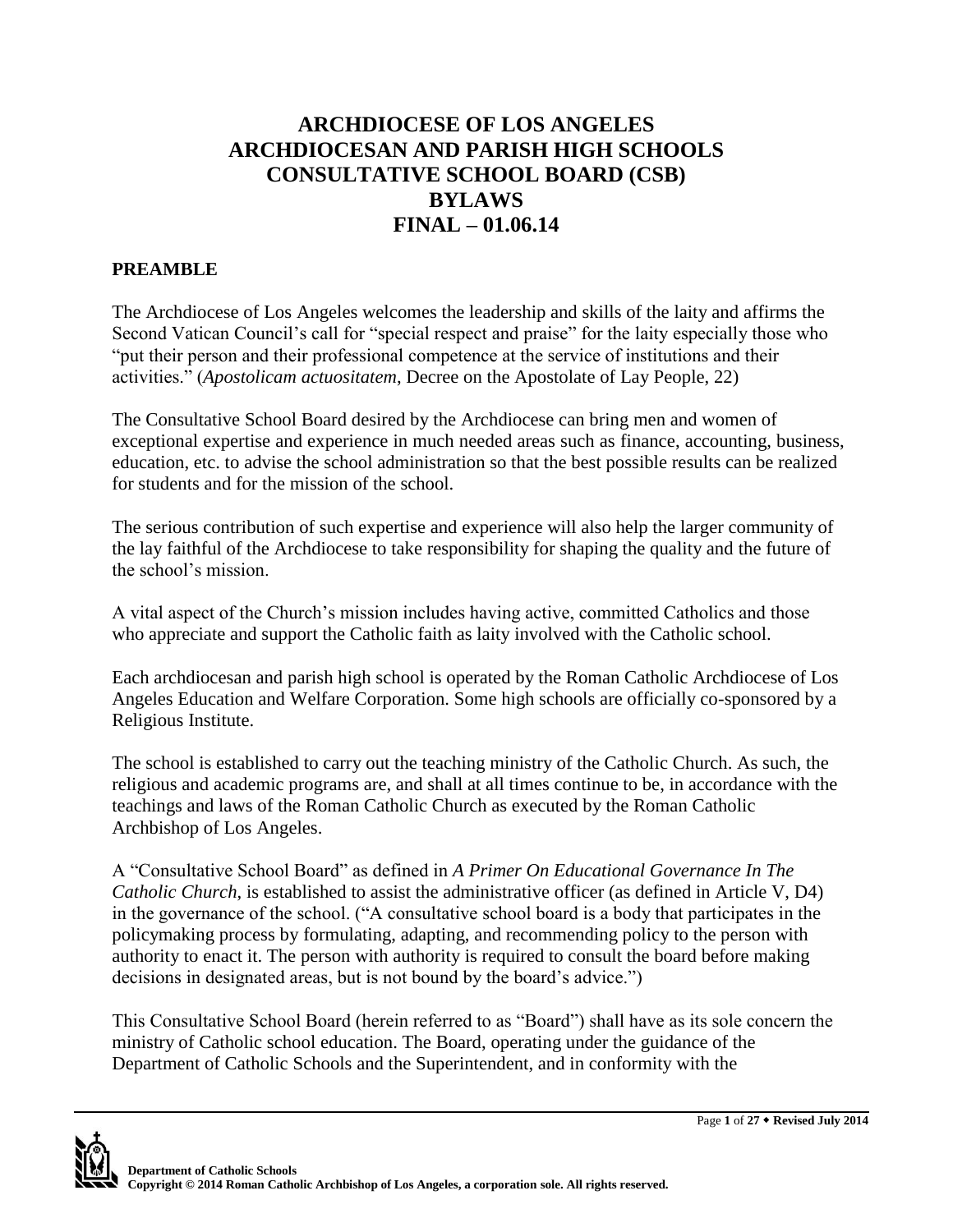# ARCHDIOCESE OF LOS ANGELES
# ARCHDIOCESAN AND PARISH HIGH SCHOOLS
# CONSULTATIVE SCHOOL BOARD (CSB)
# BYLAWS
# FINAL – 01.06.14

## PREAMBLE

The Archdiocese of Los Angeles welcomes the leadership and skills of the laity and affirms the Second Vatican Council's call for "special respect and praise" for the laity especially those who "put their person and their professional competence at the service of institutions and their activities." (*Apostolicam actuositatem*, Decree on the Apostolate of Lay People, 22)

The Consultative School Board desired by the Archdiocese can bring men and women of exceptional expertise and experience in much needed areas such as finance, accounting, business, education, etc. to advise the school administration so that the best possible results can be realized for students and for the mission of the school.

The serious contribution of such expertise and experience will also help the larger community of the lay faithful of the Archdiocese to take responsibility for shaping the quality and the future of the school's mission.

A vital aspect of the Church's mission includes having active, committed Catholics and those who appreciate and support the Catholic faith as laity involved with the Catholic school.

Each archdiocesan and parish high school is operated by the Roman Catholic Archdiocese of Los Angeles Education and Welfare Corporation. Some high schools are officially co-sponsored by a Religious Institute.

The school is established to carry out the teaching ministry of the Catholic Church. As such, the religious and academic programs are, and shall at all times continue to be, in accordance with the teachings and laws of the Roman Catholic Church as executed by the Roman Catholic Archbishop of Los Angeles.

A "Consultative School Board" as defined in *A Primer On Educational Governance In The Catholic Church*, is established to assist the administrative officer (as defined in Article V, D4) in the governance of the school. ("A consultative school board is a body that participates in the policymaking process by formulating, adapting, and recommending policy to the person with authority to enact it. The person with authority is required to consult the board before making decisions in designated areas, but is not bound by the board's advice.")

This Consultative School Board (herein referred to as "Board") shall have as its sole concern the ministry of Catholic school education. The Board, operating under the guidance of the Department of Catholic Schools and the Superintendent, and in conformity with the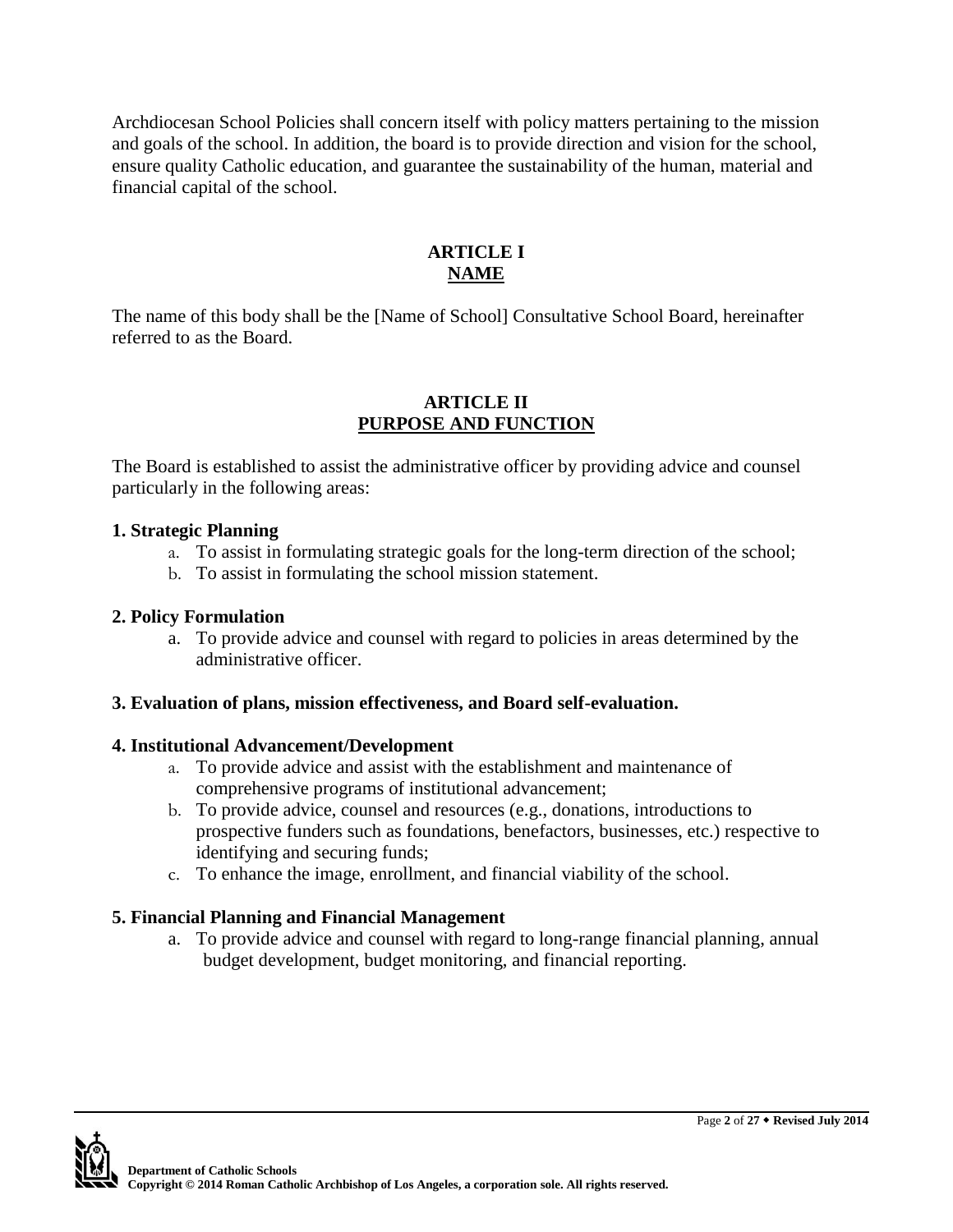Archdiocesan School Policies shall concern itself with policy matters pertaining to the mission and goals of the school. In addition, the board is to provide direction and vision for the school, ensure quality Catholic education, and guarantee the sustainability of the human, material and financial capital of the school.

## ARTICLE I
## NAME

The name of this body shall be the [Name of School] Consultative School Board, hereinafter referred to as the Board.

## ARTICLE II
## PURPOSE AND FUNCTION

The Board is established to assist the administrative officer by providing advice and counsel particularly in the following areas:

**1. Strategic Planning**

a. To assist in formulating strategic goals for the long-term direction of the school;
b. To assist in formulating the school mission statement.

**2. Policy Formulation**

a. To provide advice and counsel with regard to policies in areas determined by the administrative officer.

**3. Evaluation of plans, mission effectiveness, and Board self-evaluation.**

**4. Institutional Advancement/Development**

a. To provide advice and assist with the establishment and maintenance of comprehensive programs of institutional advancement;
b. To provide advice, counsel and resources (e.g., donations, introductions to prospective funders such as foundations, benefactors, businesses, etc.) respective to identifying and securing funds;
c. To enhance the image, enrollment, and financial viability of the school.

**5. Financial Planning and Financial Management**

a. To provide advice and counsel with regard to long-range financial planning, annual budget development, budget monitoring, and financial reporting.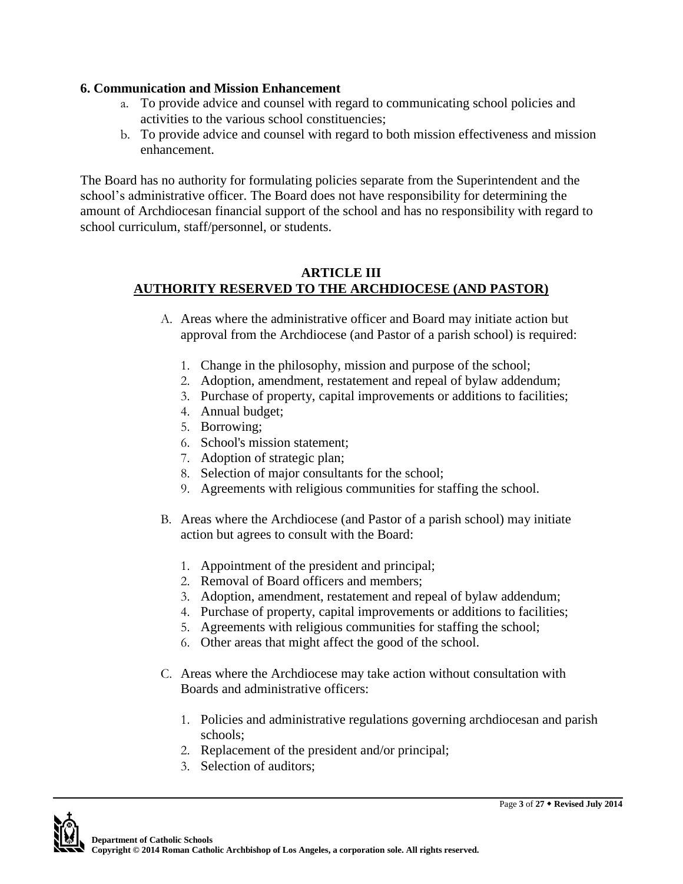**6. Communication and Mission Enhancement**

a. To provide advice and counsel with regard to communicating school policies and activities to the various school constituencies;
b. To provide advice and counsel with regard to both mission effectiveness and mission enhancement.

The Board has no authority for formulating policies separate from the Superintendent and the school's administrative officer. The Board does not have responsibility for determining the amount of Archdiocesan financial support of the school and has no responsibility with regard to school curriculum, staff/personnel, or students.

## ARTICLE III
## AUTHORITY RESERVED TO THE ARCHDIOCESE (AND PASTOR)

A. Areas where the administrative officer and Board may initiate action but approval from the Archdiocese (and Pastor of a parish school) is required:

1. Change in the philosophy, mission and purpose of the school;
2. Adoption, amendment, restatement and repeal of bylaw addendum;
3. Purchase of property, capital improvements or additions to facilities;
4. Annual budget;
5. Borrowing;
6. School's mission statement;
7. Adoption of strategic plan;
8. Selection of major consultants for the school;
9. Agreements with religious communities for staffing the school.

B. Areas where the Archdiocese (and Pastor of a parish school) may initiate action but agrees to consult with the Board:

1. Appointment of the president and principal;
2. Removal of Board officers and members;
3. Adoption, amendment, restatement and repeal of bylaw addendum;
4. Purchase of property, capital improvements or additions to facilities;
5. Agreements with religious communities for staffing the school;
6. Other areas that might affect the good of the school.

C. Areas where the Archdiocese may take action without consultation with Boards and administrative officers:

1. Policies and administrative regulations governing archdiocesan and parish schools;
2. Replacement of the president and/or principal;
3. Selection of auditors;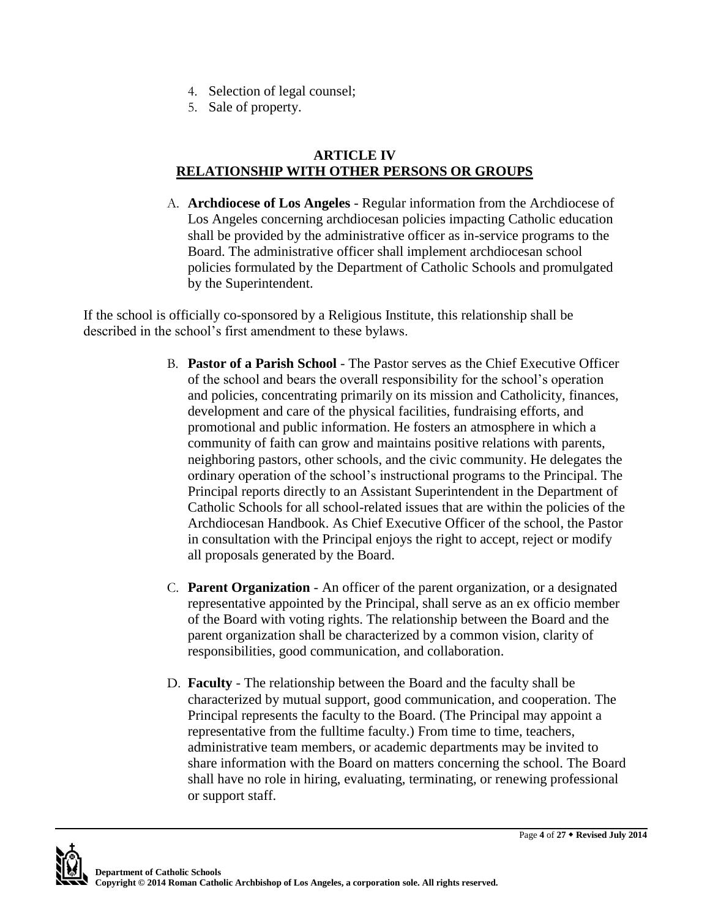4. Selection of legal counsel;
5. Sale of property.

## ARTICLE IV
## RELATIONSHIP WITH OTHER PERSONS OR GROUPS

A. **Archdiocese of Los Angeles** - Regular information from the Archdiocese of Los Angeles concerning archdiocesan policies impacting Catholic education shall be provided by the administrative officer as in-service programs to the Board. The administrative officer shall implement archdiocesan school policies formulated by the Department of Catholic Schools and promulgated by the Superintendent.

If the school is officially co-sponsored by a Religious Institute, this relationship shall be described in the school's first amendment to these bylaws.

B. **Pastor of a Parish School** - The Pastor serves as the Chief Executive Officer of the school and bears the overall responsibility for the school's operation and policies, concentrating primarily on its mission and Catholicity, finances, development and care of the physical facilities, fundraising efforts, and promotional and public information. He fosters an atmosphere in which a community of faith can grow and maintains positive relations with parents, neighboring pastors, other schools, and the civic community. He delegates the ordinary operation of the school's instructional programs to the Principal. The Principal reports directly to an Assistant Superintendent in the Department of Catholic Schools for all school-related issues that are within the policies of the Archdiocesan Handbook. As Chief Executive Officer of the school, the Pastor in consultation with the Principal enjoys the right to accept, reject or modify all proposals generated by the Board.

C. **Parent Organization** - An officer of the parent organization, or a designated representative appointed by the Principal, shall serve as an ex officio member of the Board with voting rights. The relationship between the Board and the parent organization shall be characterized by a common vision, clarity of responsibilities, good communication, and collaboration.

D. **Faculty** - The relationship between the Board and the faculty shall be characterized by mutual support, good communication, and cooperation. The Principal represents the faculty to the Board. (The Principal may appoint a representative from the fulltime faculty.) From time to time, teachers, administrative team members, or academic departments may be invited to share information with the Board on matters concerning the school. The Board shall have no role in hiring, evaluating, terminating, or renewing professional or support staff.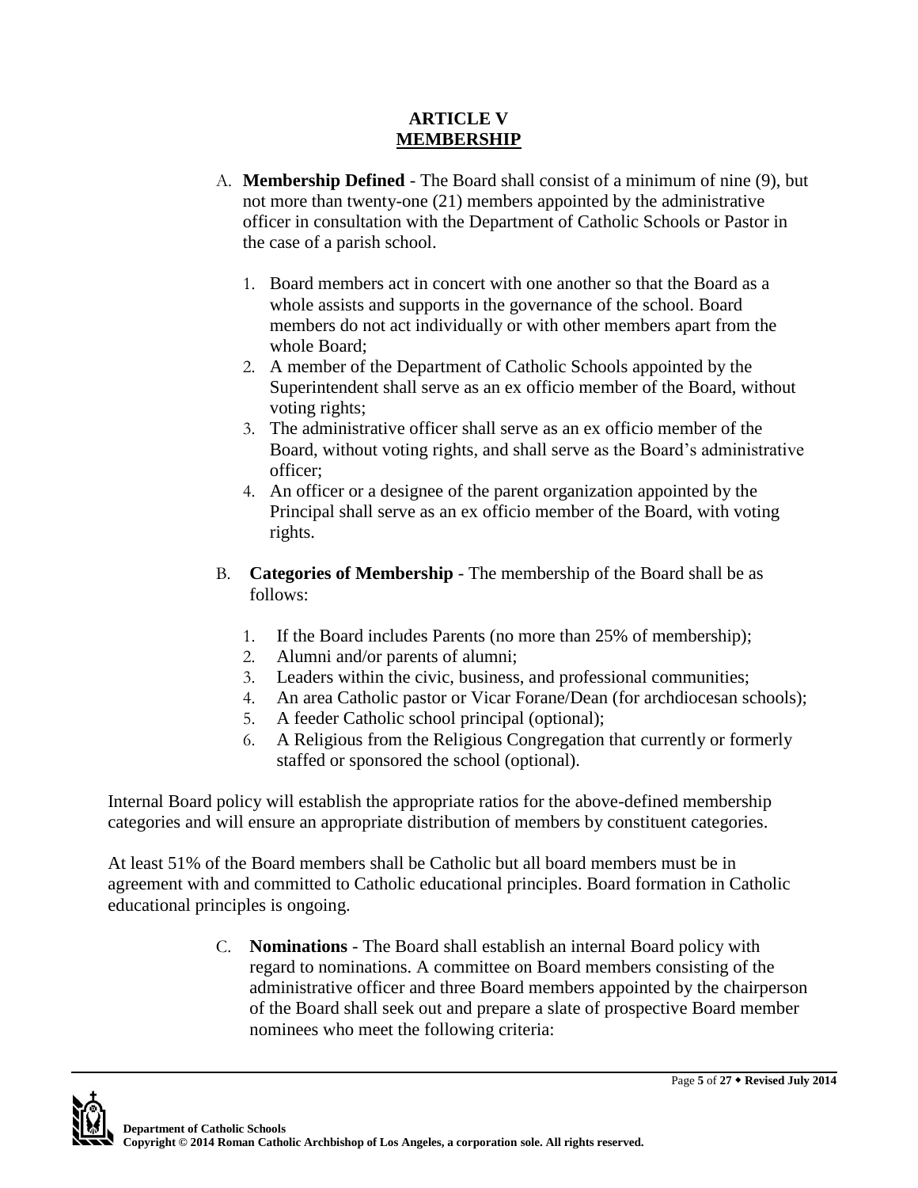## ARTICLE V
## MEMBERSHIP

A. **Membership Defined** - The Board shall consist of a minimum of nine (9), but not more than twenty-one (21) members appointed by the administrative officer in consultation with the Department of Catholic Schools or Pastor in the case of a parish school.

   1. Board members act in concert with one another so that the Board as a whole assists and supports in the governance of the school. Board members do not act individually or with other members apart from the whole Board;
   2. A member of the Department of Catholic Schools appointed by the Superintendent shall serve as an ex officio member of the Board, without voting rights;
   3. The administrative officer shall serve as an ex officio member of the Board, without voting rights, and shall serve as the Board's administrative officer;
   4. An officer or a designee of the parent organization appointed by the Principal shall serve as an ex officio member of the Board, with voting rights.

B. **Categories of Membership** - The membership of the Board shall be as follows:

   1. If the Board includes Parents (no more than 25% of membership);
   2. Alumni and/or parents of alumni;
   3. Leaders within the civic, business, and professional communities;
   4. An area Catholic pastor or Vicar Forane/Dean (for archdiocesan schools);
   5. A feeder Catholic school principal (optional);
   6. A Religious from the Religious Congregation that currently or formerly staffed or sponsored the school (optional).

Internal Board policy will establish the appropriate ratios for the above-defined membership categories and will ensure an appropriate distribution of members by constituent categories.

At least 51% of the Board members shall be Catholic but all board members must be in agreement with and committed to Catholic educational principles. Board formation in Catholic educational principles is ongoing.

C. **Nominations** - The Board shall establish an internal Board policy with regard to nominations. A committee on Board members consisting of the administrative officer and three Board members appointed by the chairperson of the Board shall seek out and prepare a slate of prospective Board member nominees who meet the following criteria: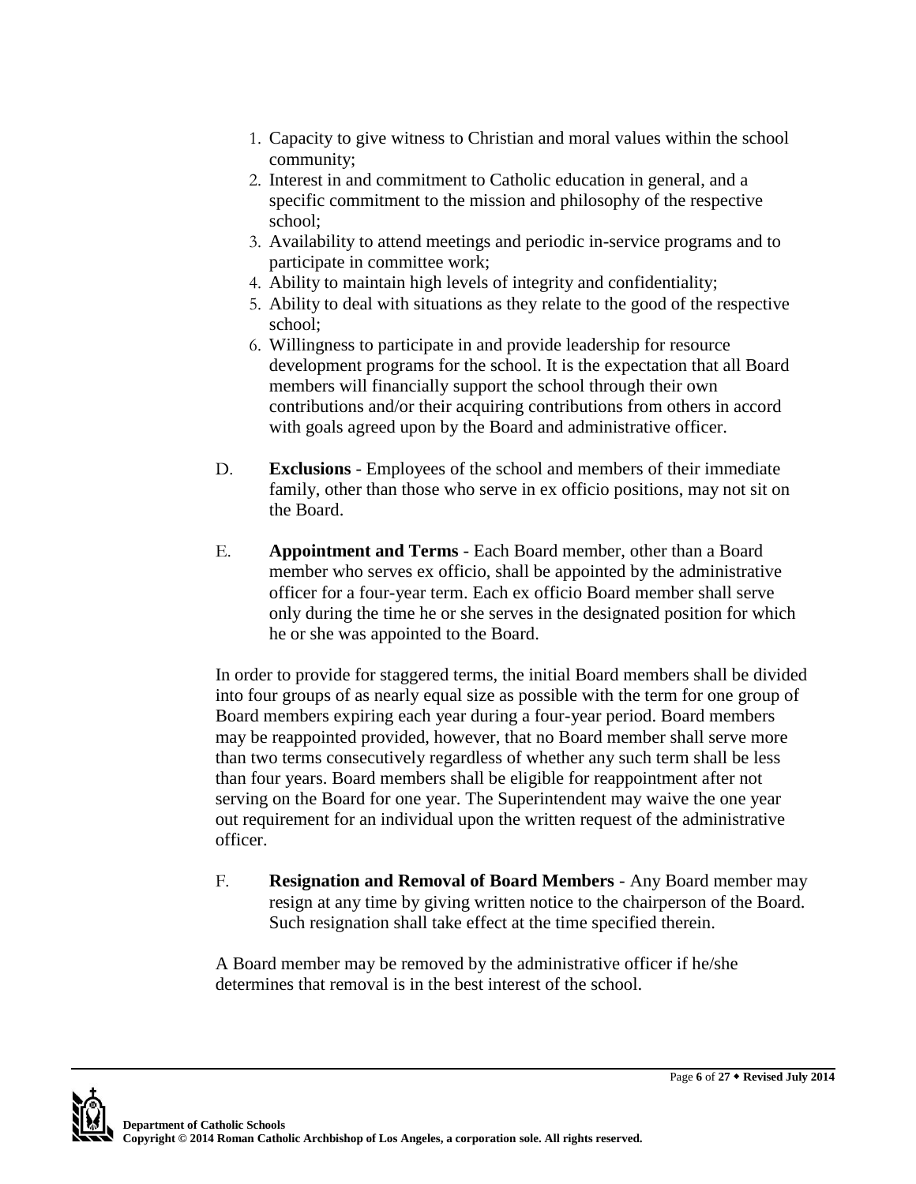1. Capacity to give witness to Christian and moral values within the school community;
2. Interest in and commitment to Catholic education in general, and a specific commitment to the mission and philosophy of the respective school;
3. Availability to attend meetings and periodic in-service programs and to participate in committee work;
4. Ability to maintain high levels of integrity and confidentiality;
5. Ability to deal with situations as they relate to the good of the respective school;
6. Willingness to participate in and provide leadership for resource development programs for the school. It is the expectation that all Board members will financially support the school through their own contributions and/or their acquiring contributions from others in accord with goals agreed upon by the Board and administrative officer.

D. **Exclusions** - Employees of the school and members of their immediate family, other than those who serve in ex officio positions, may not sit on the Board.

E. **Appointment and Terms** - Each Board member, other than a Board member who serves ex officio, shall be appointed by the administrative officer for a four-year term. Each ex officio Board member shall serve only during the time he or she serves in the designated position for which he or she was appointed to the Board.

In order to provide for staggered terms, the initial Board members shall be divided into four groups of as nearly equal size as possible with the term for one group of Board members expiring each year during a four-year period. Board members may be reappointed provided, however, that no Board member shall serve more than two terms consecutively regardless of whether any such term shall be less than four years. Board members shall be eligible for reappointment after not serving on the Board for one year. The Superintendent may waive the one year out requirement for an individual upon the written request of the administrative officer.

F. **Resignation and Removal of Board Members** - Any Board member may resign at any time by giving written notice to the chairperson of the Board. Such resignation shall take effect at the time specified therein.

A Board member may be removed by the administrative officer if he/she determines that removal is in the best interest of the school.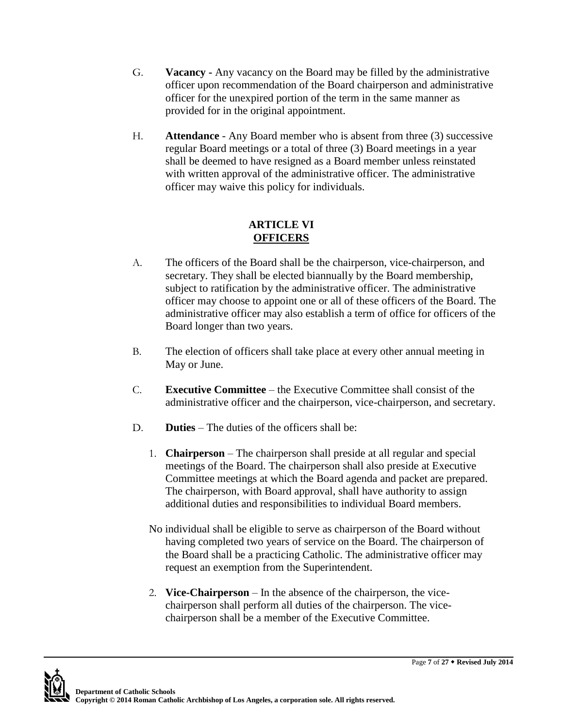G. **Vacancy -** Any vacancy on the Board may be filled by the administrative officer upon recommendation of the Board chairperson and administrative officer for the unexpired portion of the term in the same manner as provided for in the original appointment.

H. **Attendance** - Any Board member who is absent from three (3) successive regular Board meetings or a total of three (3) Board meetings in a year shall be deemed to have resigned as a Board member unless reinstated with written approval of the administrative officer. The administrative officer may waive this policy for individuals.

## ARTICLE VI
## OFFICERS

A. The officers of the Board shall be the chairperson, vice-chairperson, and secretary. They shall be elected biannually by the Board membership, subject to ratification by the administrative officer. The administrative officer may choose to appoint one or all of these officers of the Board. The administrative officer may also establish a term of office for officers of the Board longer than two years.

B. The election of officers shall take place at every other annual meeting in May or June.

C. **Executive Committee** – the Executive Committee shall consist of the administrative officer and the chairperson, vice-chairperson, and secretary.

D. **Duties** – The duties of the officers shall be:

1. **Chairperson** – The chairperson shall preside at all regular and special meetings of the Board. The chairperson shall also preside at Executive Committee meetings at which the Board agenda and packet are prepared. The chairperson, with Board approval, shall have authority to assign additional duties and responsibilities to individual Board members.

   No individual shall be eligible to serve as chairperson of the Board without having completed two years of service on the Board. The chairperson of the Board shall be a practicing Catholic. The administrative officer may request an exemption from the Superintendent.

2. **Vice-Chairperson** – In the absence of the chairperson, the vice-chairperson shall perform all duties of the chairperson. The vice-chairperson shall be a member of the Executive Committee.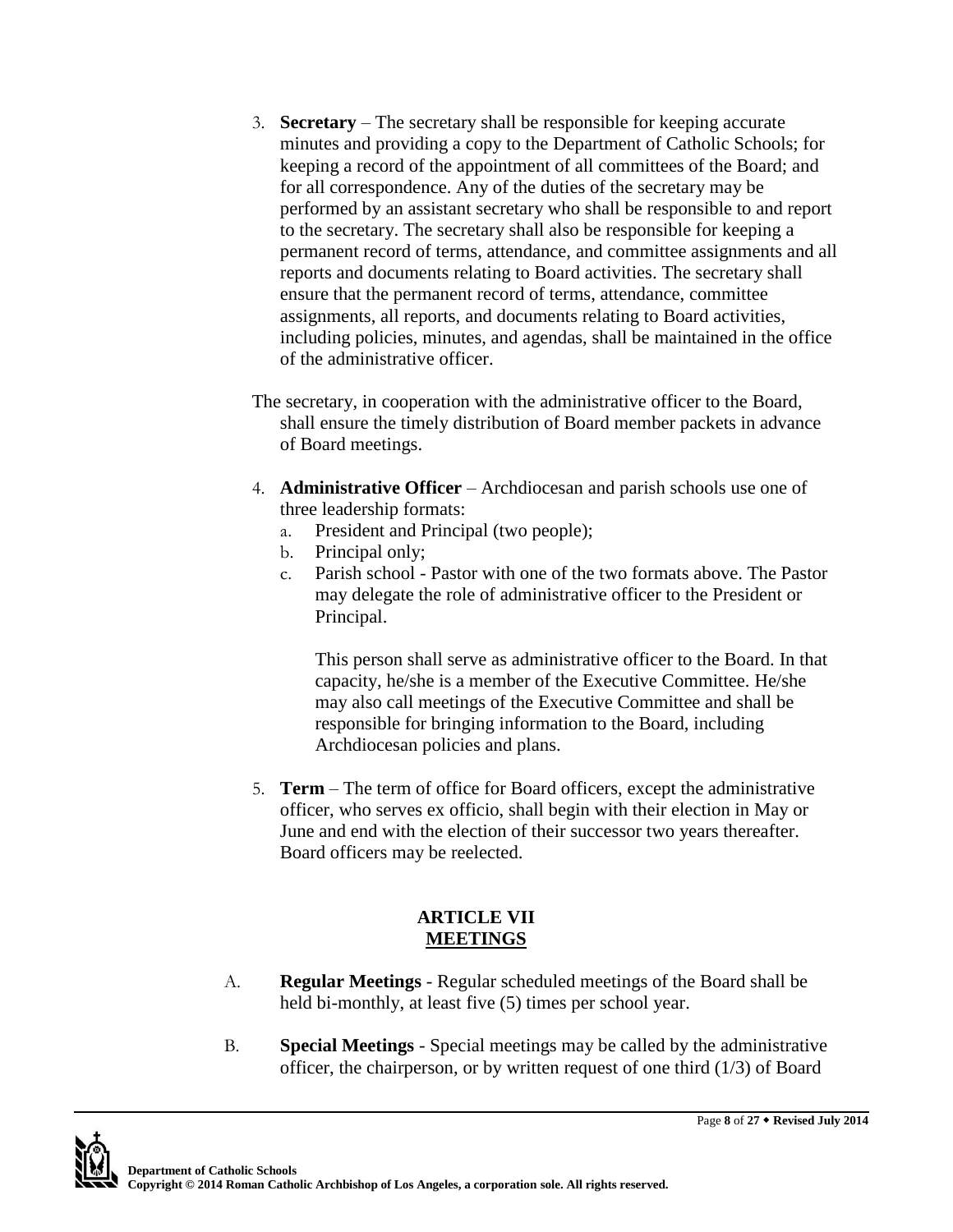3. **Secretary** – The secretary shall be responsible for keeping accurate minutes and providing a copy to the Department of Catholic Schools; for keeping a record of the appointment of all committees of the Board; and for all correspondence. Any of the duties of the secretary may be performed by an assistant secretary who shall be responsible to and report to the secretary. The secretary shall also be responsible for keeping a permanent record of terms, attendance, and committee assignments and all reports and documents relating to Board activities. The secretary shall ensure that the permanent record of terms, attendance, committee assignments, all reports, and documents relating to Board activities, including policies, minutes, and agendas, shall be maintained in the office of the administrative officer.

The secretary, in cooperation with the administrative officer to the Board, shall ensure the timely distribution of Board member packets in advance of Board meetings.

4. **Administrative Officer** – Archdiocesan and parish schools use one of three leadership formats:
   a. President and Principal (two people);
   b. Principal only;
   c. Parish school - Pastor with one of the two formats above. The Pastor may delegate the role of administrative officer to the President or Principal.

   This person shall serve as administrative officer to the Board. In that capacity, he/she is a member of the Executive Committee. He/she may also call meetings of the Executive Committee and shall be responsible for bringing information to the Board, including Archdiocesan policies and plans.

5. **Term** – The term of office for Board officers, except the administrative officer, who serves ex officio, shall begin with their election in May or June and end with the election of their successor two years thereafter. Board officers may be reelected.

## ARTICLE VII
## MEETINGS

A. **Regular Meetings** - Regular scheduled meetings of the Board shall be held bi-monthly, at least five (5) times per school year.

B. **Special Meetings** - Special meetings may be called by the administrative officer, the chairperson, or by written request of one third (1/3) of Board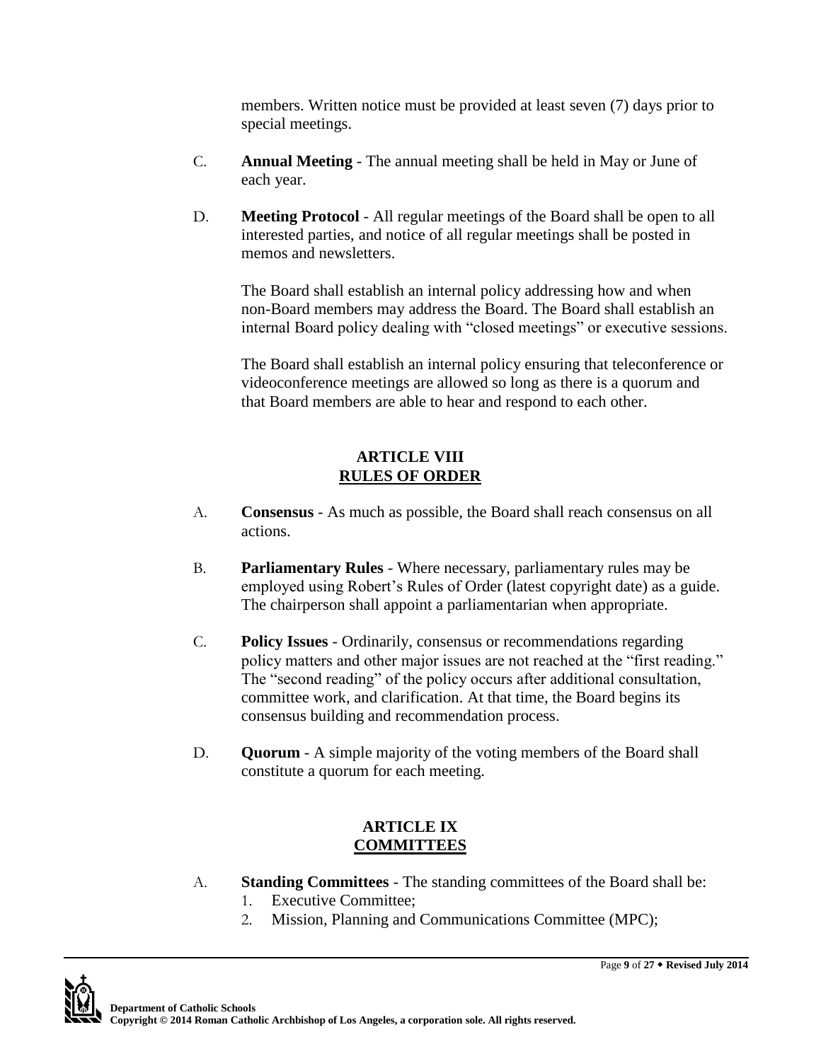members. Written notice must be provided at least seven (7) days prior to special meetings.

C. **Annual Meeting** - The annual meeting shall be held in May or June of each year.

D. **Meeting Protocol** - All regular meetings of the Board shall be open to all interested parties, and notice of all regular meetings shall be posted in memos and newsletters.

The Board shall establish an internal policy addressing how and when non-Board members may address the Board. The Board shall establish an internal Board policy dealing with "closed meetings" or executive sessions.

The Board shall establish an internal policy ensuring that teleconference or videoconference meetings are allowed so long as there is a quorum and that Board members are able to hear and respond to each other.

## ARTICLE VIII
## RULES OF ORDER

A. **Consensus** - As much as possible, the Board shall reach consensus on all actions.

B. **Parliamentary Rules** - Where necessary, parliamentary rules may be employed using Robert's Rules of Order (latest copyright date) as a guide. The chairperson shall appoint a parliamentarian when appropriate.

C. **Policy Issues** - Ordinarily, consensus or recommendations regarding policy matters and other major issues are not reached at the "first reading." The "second reading" of the policy occurs after additional consultation, committee work, and clarification. At that time, the Board begins its consensus building and recommendation process.

D. **Quorum** - A simple majority of the voting members of the Board shall constitute a quorum for each meeting.

## ARTICLE IX
## COMMITTEES

A. **Standing Committees** - The standing committees of the Board shall be:
   1. Executive Committee;
   2. Mission, Planning and Communications Committee (MPC);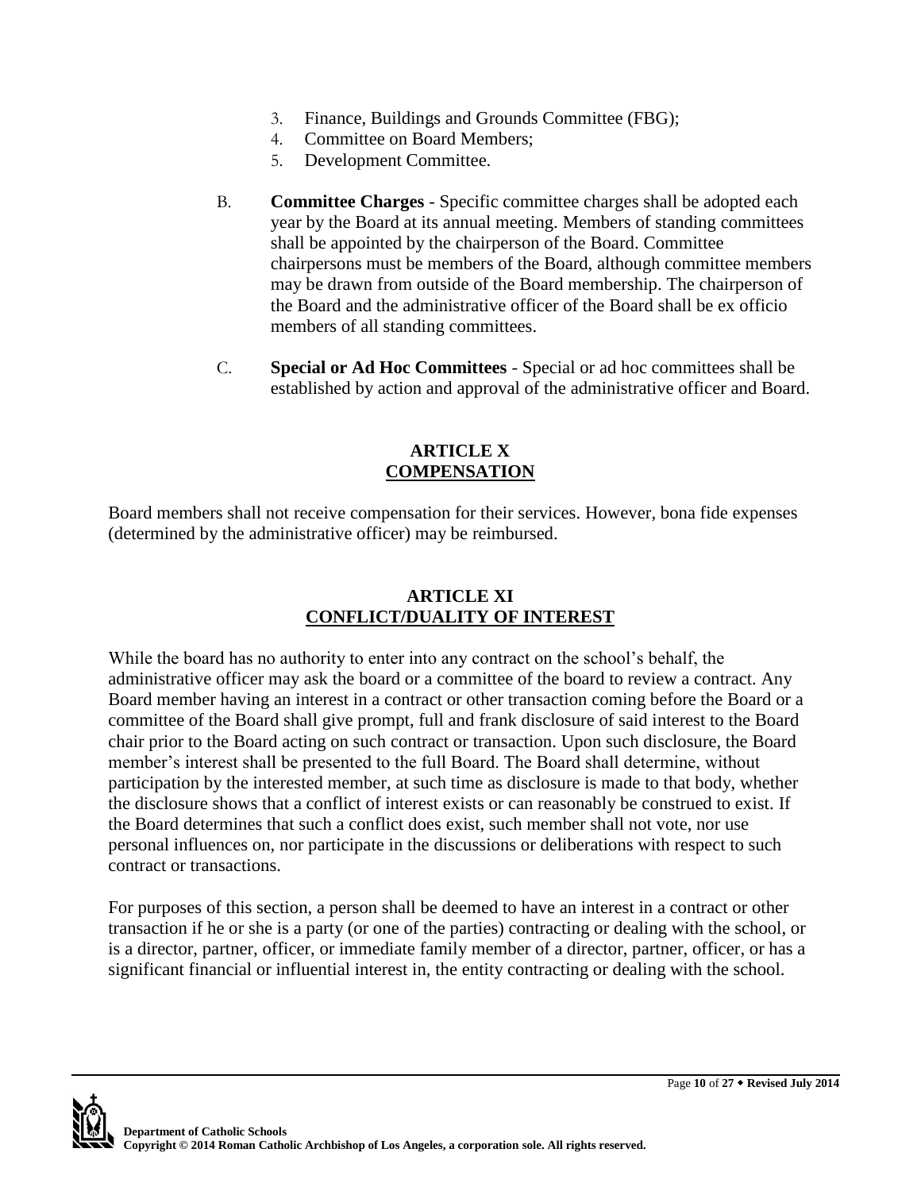3. Finance, Buildings and Grounds Committee (FBG);
4. Committee on Board Members;
5. Development Committee.

B. **Committee Charges** - Specific committee charges shall be adopted each year by the Board at its annual meeting. Members of standing committees shall be appointed by the chairperson of the Board. Committee chairpersons must be members of the Board, although committee members may be drawn from outside of the Board membership. The chairperson of the Board and the administrative officer of the Board shall be ex officio members of all standing committees.

C. **Special or Ad Hoc Committees** - Special or ad hoc committees shall be established by action and approval of the administrative officer and Board.

## ARTICLE X
## COMPENSATION

Board members shall not receive compensation for their services. However, bona fide expenses (determined by the administrative officer) may be reimbursed.

## ARTICLE XI
## CONFLICT/DUALITY OF INTEREST

While the board has no authority to enter into any contract on the school's behalf, the administrative officer may ask the board or a committee of the board to review a contract. Any Board member having an interest in a contract or other transaction coming before the Board or a committee of the Board shall give prompt, full and frank disclosure of said interest to the Board chair prior to the Board acting on such contract or transaction. Upon such disclosure, the Board member's interest shall be presented to the full Board. The Board shall determine, without participation by the interested member, at such time as disclosure is made to that body, whether the disclosure shows that a conflict of interest exists or can reasonably be construed to exist. If the Board determines that such a conflict does exist, such member shall not vote, nor use personal influences on, nor participate in the discussions or deliberations with respect to such contract or transactions.

For purposes of this section, a person shall be deemed to have an interest in a contract or other transaction if he or she is a party (or one of the parties) contracting or dealing with the school, or is a director, partner, officer, or immediate family member of a director, partner, officer, or has a significant financial or influential interest in, the entity contracting or dealing with the school.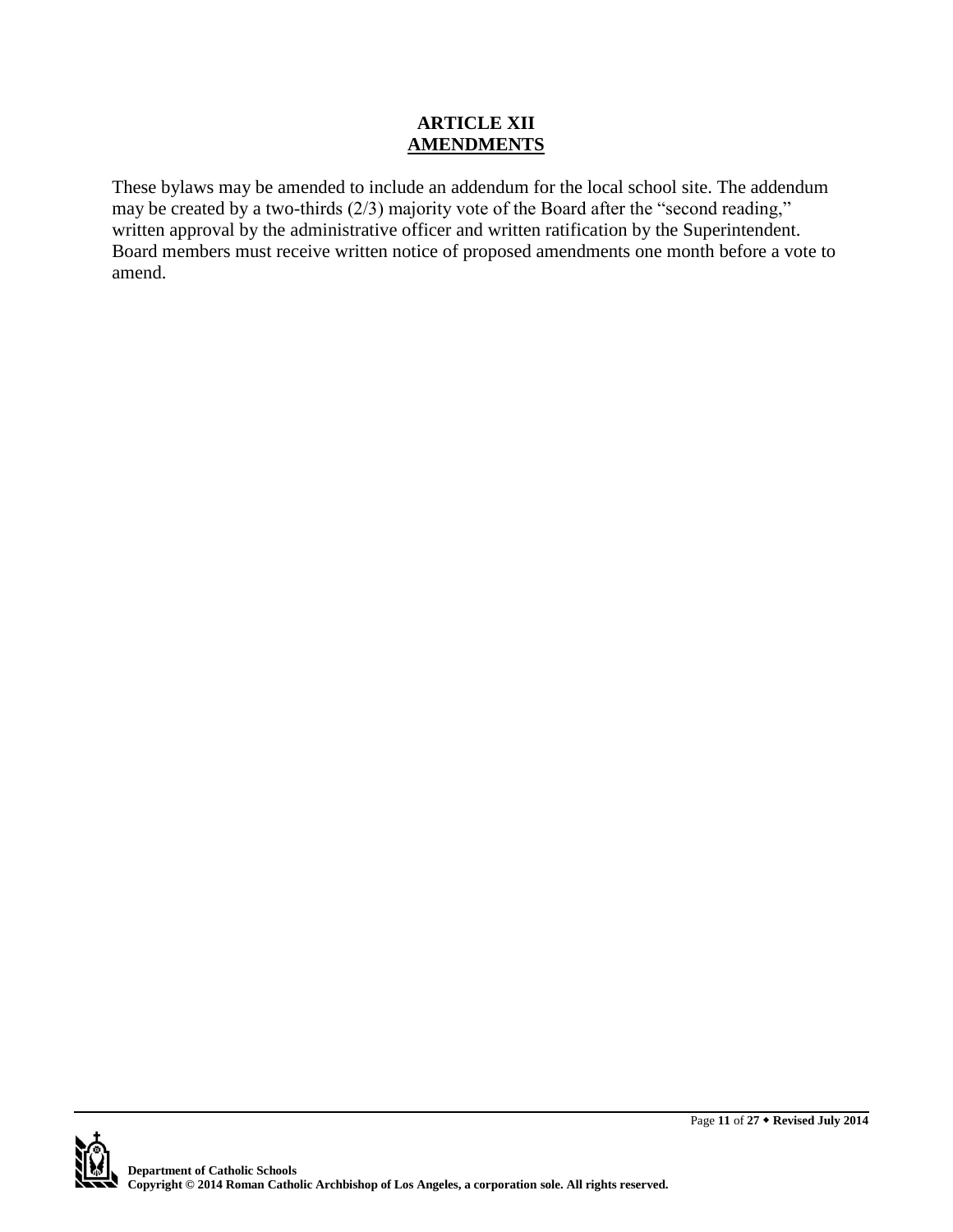## ARTICLE XII
## AMENDMENTS

These bylaws may be amended to include an addendum for the local school site. The addendum may be created by a two-thirds (2/3) majority vote of the Board after the "second reading," written approval by the administrative officer and written ratification by the Superintendent. Board members must receive written notice of proposed amendments one month before a vote to amend.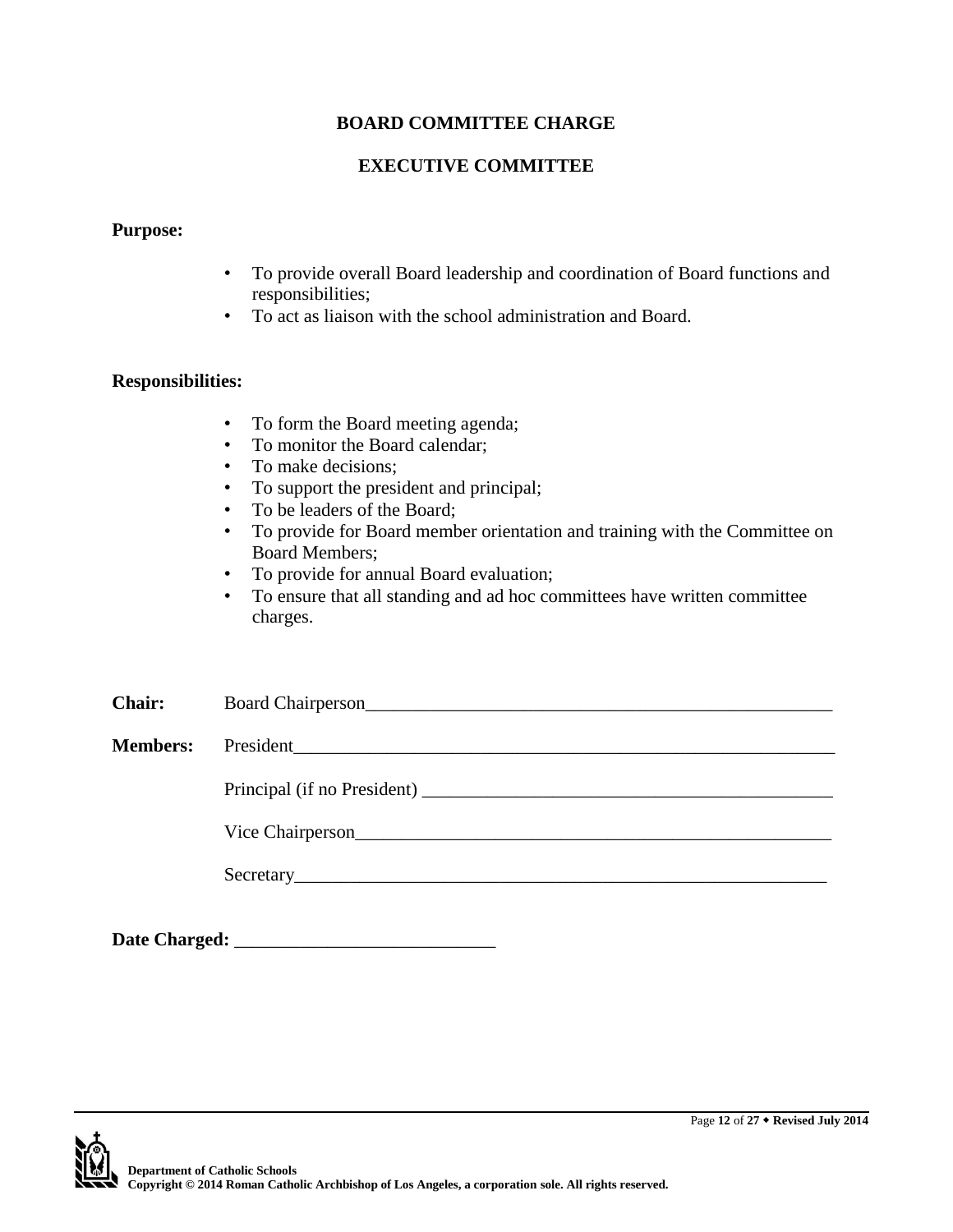# BOARD COMMITTEE CHARGE

## EXECUTIVE COMMITTEE

**Purpose:**

- To provide overall Board leadership and coordination of Board functions and responsibilities;
- To act as liaison with the school administration and Board.

**Responsibilities:**

- To form the Board meeting agenda;
- To monitor the Board calendar;
- To make decisions;
- To support the president and principal;
- To be leaders of the Board;
- To provide for Board member orientation and training with the Committee on Board Members;
- To provide for annual Board evaluation;
- To ensure that all standing and ad hoc committees have written committee charges.

**Chair:** Board Chairperson____________________________________________________

**Members:** President________________________________________________________

Principal (if no President) ____________________________________________

Vice Chairperson___________________________________________________

Secretary_________________________________________________________

**Date Charged:** ___________________________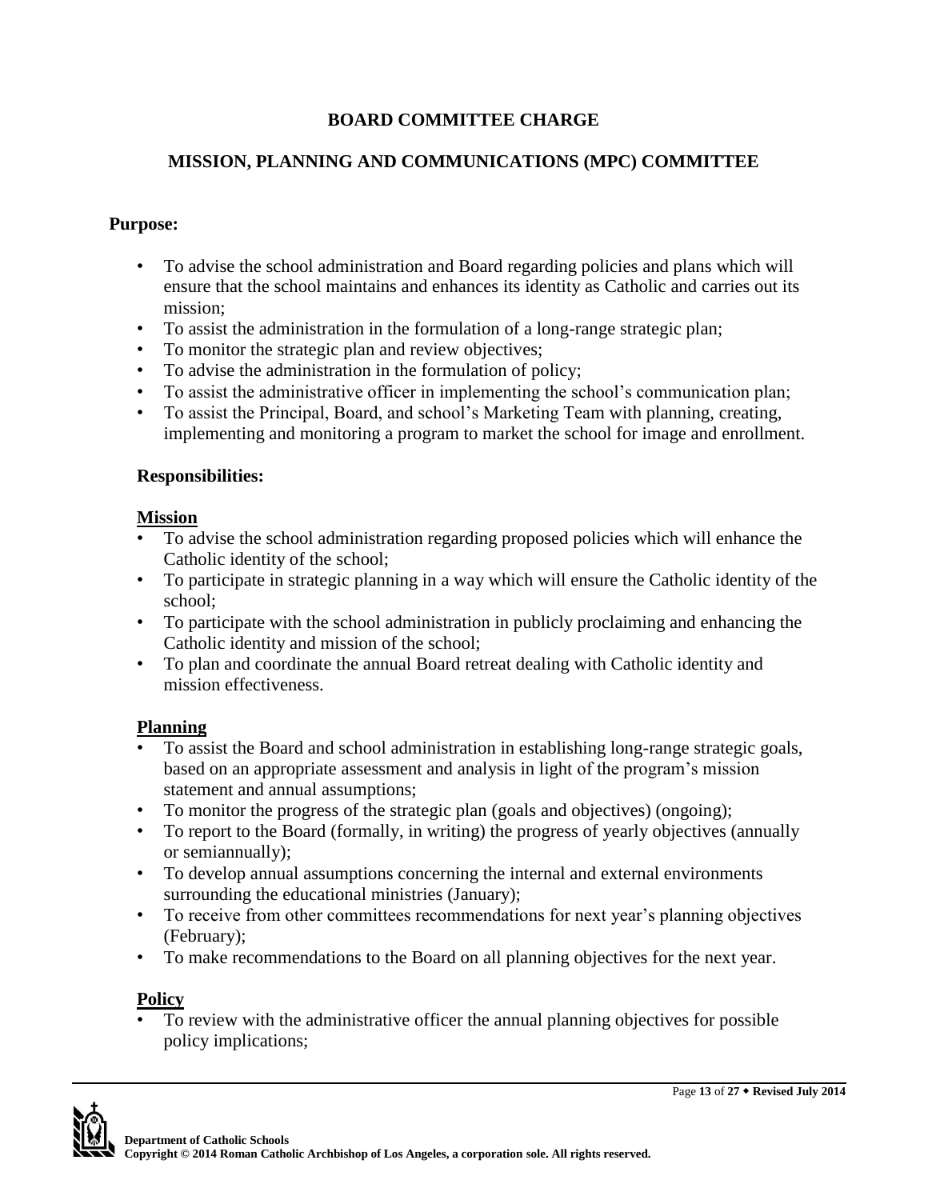# BOARD COMMITTEE CHARGE

## MISSION, PLANNING AND COMMUNICATIONS (MPC) COMMITTEE

**Purpose:**

- To advise the school administration and Board regarding policies and plans which will ensure that the school maintains and enhances its identity as Catholic and carries out its mission;
- To assist the administration in the formulation of a long-range strategic plan;
- To monitor the strategic plan and review objectives;
- To advise the administration in the formulation of policy;
- To assist the administrative officer in implementing the school's communication plan;
- To assist the Principal, Board, and school's Marketing Team with planning, creating, implementing and monitoring a program to market the school for image and enrollment.

**Responsibilities:**

**Mission**

- To advise the school administration regarding proposed policies which will enhance the Catholic identity of the school;
- To participate in strategic planning in a way which will ensure the Catholic identity of the school;
- To participate with the school administration in publicly proclaiming and enhancing the Catholic identity and mission of the school;
- To plan and coordinate the annual Board retreat dealing with Catholic identity and mission effectiveness.

**Planning**

- To assist the Board and school administration in establishing long-range strategic goals, based on an appropriate assessment and analysis in light of the program's mission statement and annual assumptions;
- To monitor the progress of the strategic plan (goals and objectives) (ongoing);
- To report to the Board (formally, in writing) the progress of yearly objectives (annually or semiannually);
- To develop annual assumptions concerning the internal and external environments surrounding the educational ministries (January);
- To receive from other committees recommendations for next year's planning objectives (February);
- To make recommendations to the Board on all planning objectives for the next year.

**Policy**

- To review with the administrative officer the annual planning objectives for possible policy implications;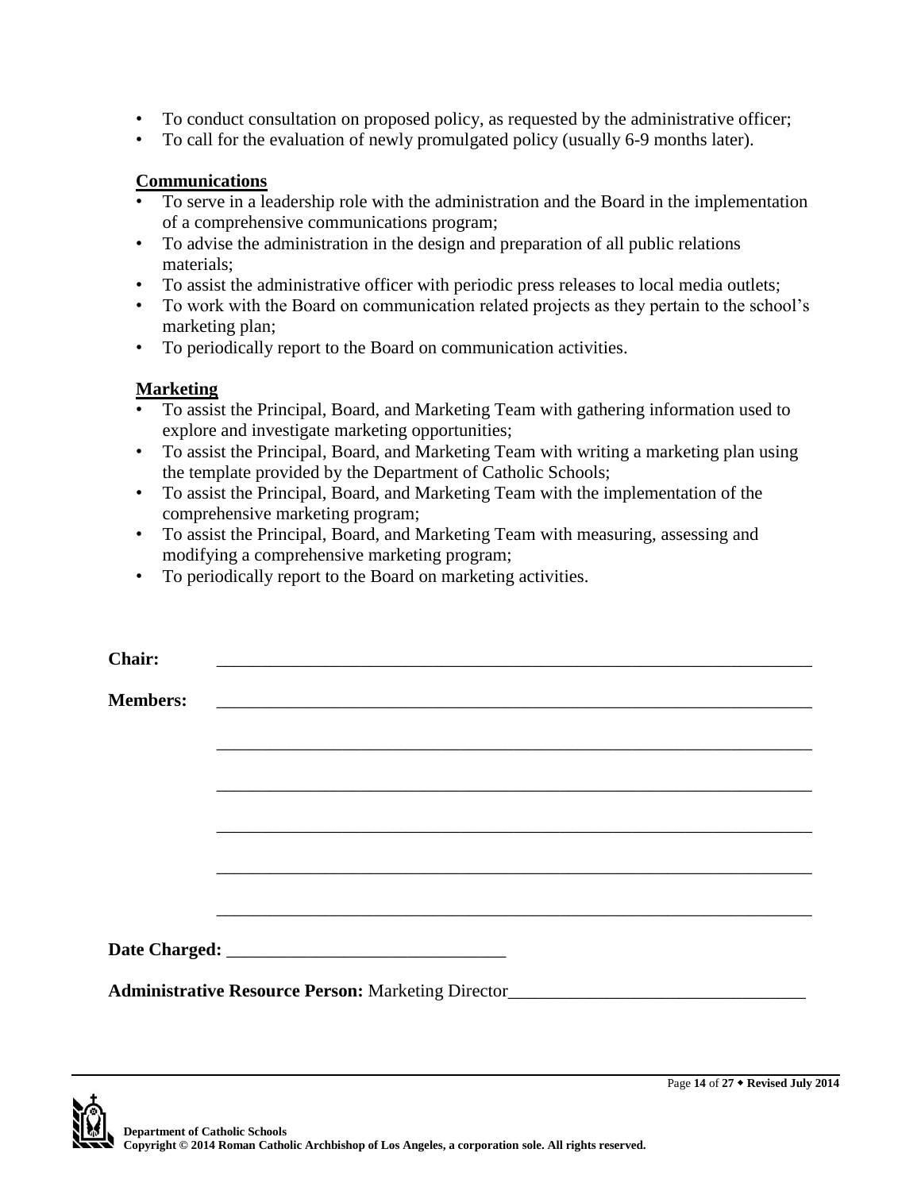- To conduct consultation on proposed policy, as requested by the administrative officer;
- To call for the evaluation of newly promulgated policy (usually 6-9 months later).

**Communications**

- To serve in a leadership role with the administration and the Board in the implementation of a comprehensive communications program;
- To advise the administration in the design and preparation of all public relations materials;
- To assist the administrative officer with periodic press releases to local media outlets;
- To work with the Board on communication related projects as they pertain to the school's marketing plan;
- To periodically report to the Board on communication activities.

**Marketing**

- To assist the Principal, Board, and Marketing Team with gathering information used to explore and investigate marketing opportunities;
- To assist the Principal, Board, and Marketing Team with writing a marketing plan using the template provided by the Department of Catholic Schools;
- To assist the Principal, Board, and Marketing Team with the implementation of the comprehensive marketing program;
- To assist the Principal, Board, and Marketing Team with measuring, assessing and modifying a comprehensive marketing program;
- To periodically report to the Board on marketing activities.

**Chair:** ____________________________________________________________

**Members:** ____________________________________________________________

____________________________________________________________

____________________________________________________________

____________________________________________________________

____________________________________________________________

____________________________________________________________

**Date Charged:** ______________________________

**Administrative Resource Person:** Marketing Director________________________________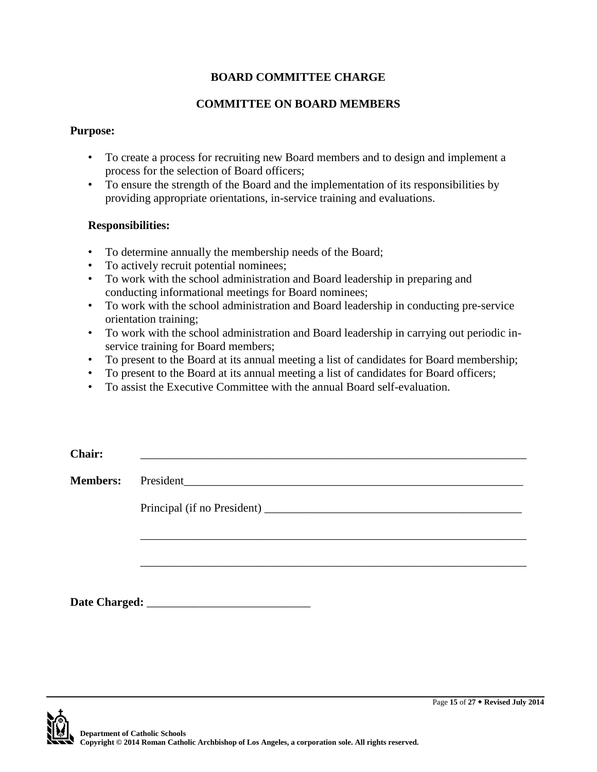**BOARD COMMITTEE CHARGE**

**COMMITTEE ON BOARD MEMBERS**

**Purpose:**

- To create a process for recruiting new Board members and to design and implement a process for the selection of Board officers;
- To ensure the strength of the Board and the implementation of its responsibilities by providing appropriate orientations, in-service training and evaluations.

**Responsibilities:**

- To determine annually the membership needs of the Board;
- To actively recruit potential nominees;
- To work with the school administration and Board leadership in preparing and conducting informational meetings for Board nominees;
- To work with the school administration and Board leadership in conducting pre-service orientation training;
- To work with the school administration and Board leadership in carrying out periodic in-service training for Board members;
- To present to the Board at its annual meeting a list of candidates for Board membership;
- To present to the Board at its annual meeting a list of candidates for Board officers;
- To assist the Executive Committee with the annual Board self-evaluation.

**Chair:** ____________________________________________________________________

**Members:** President______________________________________________________________

Principal (if no President) ____________________________________________

____________________________________________________________________

____________________________________________________________________

**Date Charged:** ____________________________

Department of Catholic Schools
Copyright © 2014 Roman Catholic Archbishop of Los Angeles, a corporation sole. All rights reserved.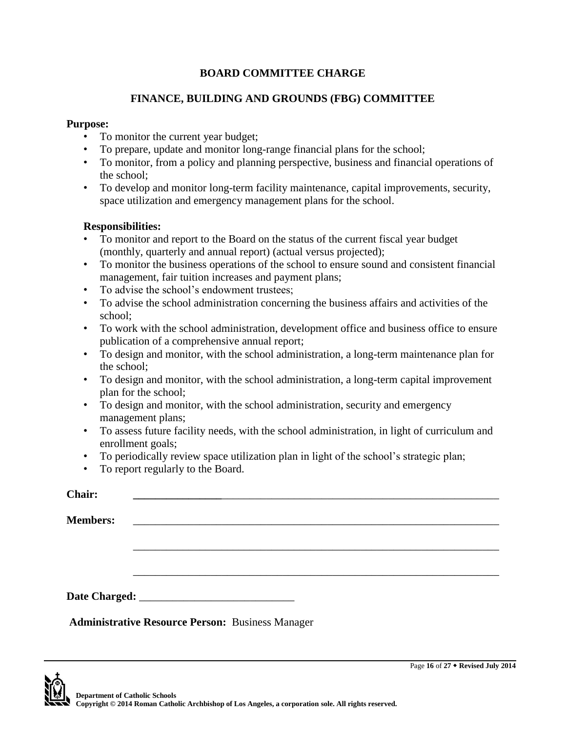## BOARD COMMITTEE CHARGE

## FINANCE, BUILDING AND GROUNDS (FBG) COMMITTEE

**Purpose:**

- To monitor the current year budget;
- To prepare, update and monitor long-range financial plans for the school;
- To monitor, from a policy and planning perspective, business and financial operations of the school;
- To develop and monitor long-term facility maintenance, capital improvements, security, space utilization and emergency management plans for the school.

**Responsibilities:**

- To monitor and report to the Board on the status of the current fiscal year budget (monthly, quarterly and annual report) (actual versus projected);
- To monitor the business operations of the school to ensure sound and consistent financial management, fair tuition increases and payment plans;
- To advise the school's endowment trustees;
- To advise the school administration concerning the business affairs and activities of the school;
- To work with the school administration, development office and business office to ensure publication of a comprehensive annual report;
- To design and monitor, with the school administration, a long-term maintenance plan for the school;
- To design and monitor, with the school administration, a long-term capital improvement plan for the school;
- To design and monitor, with the school administration, security and emergency management plans;
- To assess future facility needs, with the school administration, in light of curriculum and enrollment goals;
- To periodically review space utilization plan in light of the school's strategic plan;
- To report regularly to the Board.

**Chair:** ____________________________________________________________________

**Members:** ____________________________________________________________________

____________________________________________________________________

____________________________________________________________________

**Date Charged:** ____________________________

**Administrative Resource Person:** Business Manager

**Department of Catholic Schools**
**Copyright © 2014 Roman Catholic Archbishop of Los Angeles, a corporation sole. All rights reserved.**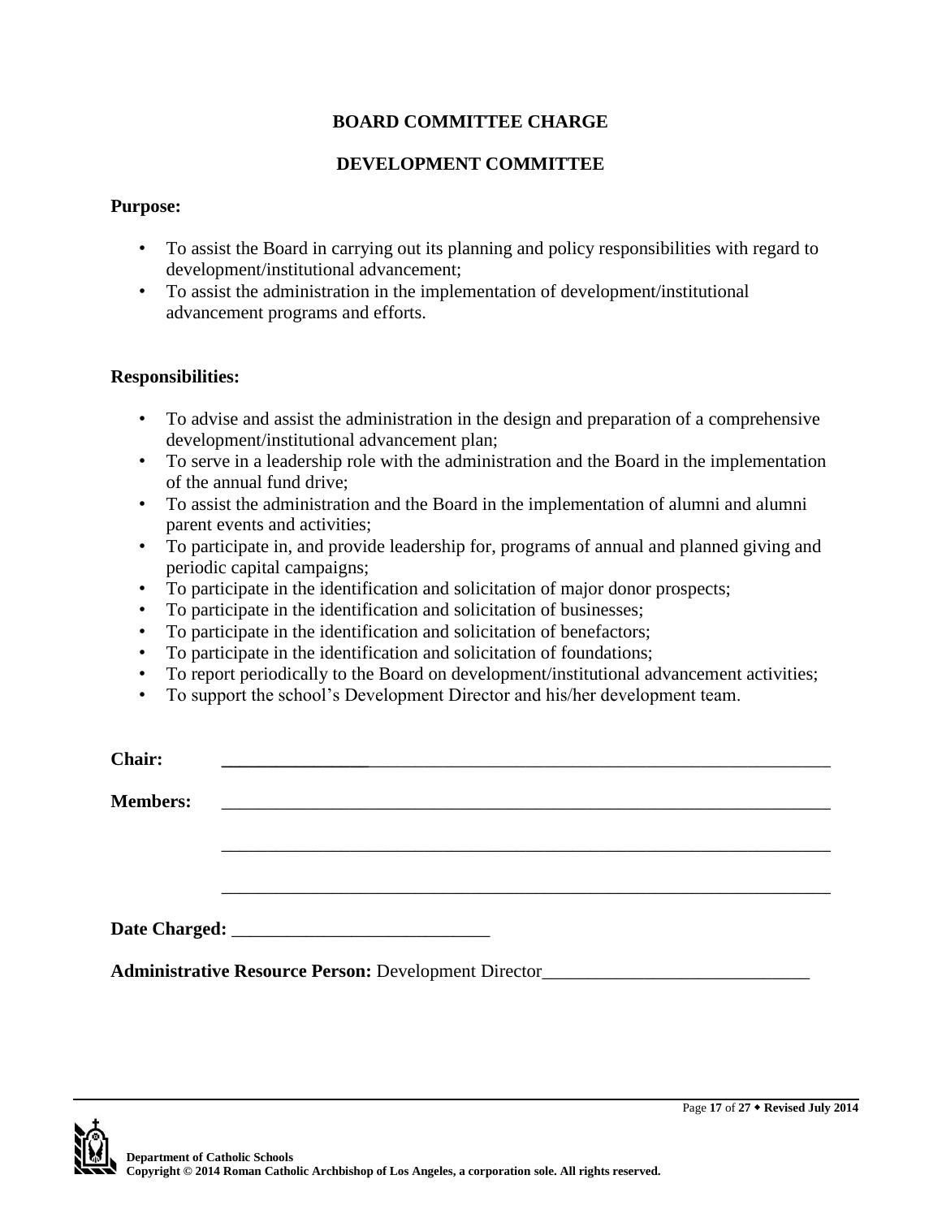# BOARD COMMITTEE CHARGE

## DEVELOPMENT COMMITTEE

**Purpose:**

- To assist the Board in carrying out its planning and policy responsibilities with regard to development/institutional advancement;
- To assist the administration in the implementation of development/institutional advancement programs and efforts.

**Responsibilities:**

- To advise and assist the administration in the design and preparation of a comprehensive development/institutional advancement plan;
- To serve in a leadership role with the administration and the Board in the implementation of the annual fund drive;
- To assist the administration and the Board in the implementation of alumni and alumni parent events and activities;
- To participate in, and provide leadership for, programs of annual and planned giving and periodic capital campaigns;
- To participate in the identification and solicitation of major donor prospects;
- To participate in the identification and solicitation of businesses;
- To participate in the identification and solicitation of benefactors;
- To participate in the identification and solicitation of foundations;
- To report periodically to the Board on development/institutional advancement activities;
- To support the school's Development Director and his/her development team.

**Chair:** ____________________________________________________________________

**Members:** ____________________________________________________________________

____________________________________________________________________

____________________________________________________________________

**Date Charged:** ____________________________

**Administrative Resource Person:** Development Director_____________________________

Department of Catholic Schools
Copyright © 2014 Roman Catholic Archbishop of Los Angeles, a corporation sole. All rights reserved.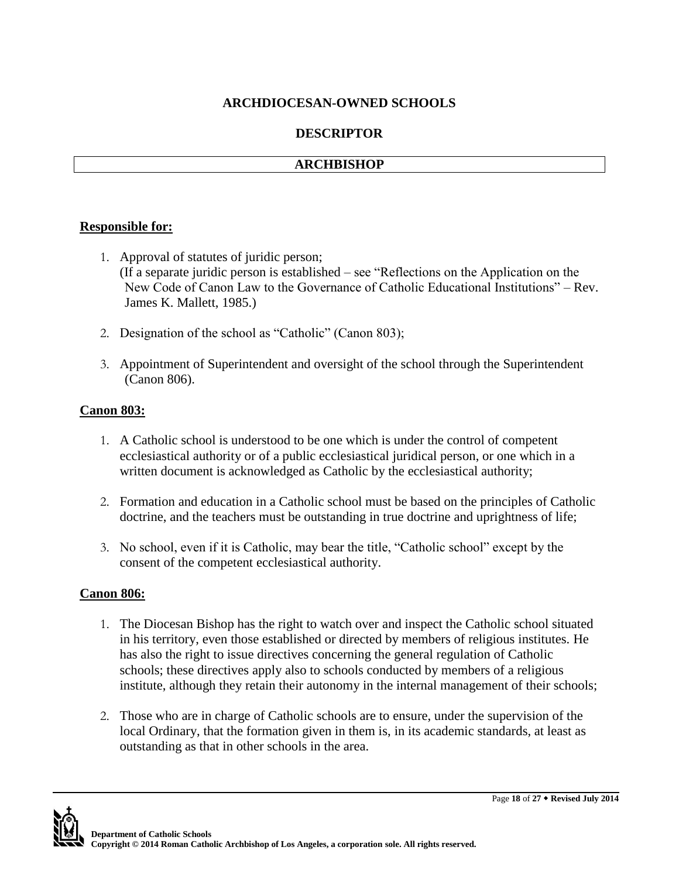# ARCHDIOCESAN-OWNED SCHOOLS

## DESCRIPTOR

## ARCHBISHOP

**Responsible for:**

1. Approval of statutes of juridic person;
   (If a separate juridic person is established – see "Reflections on the Application on the New Code of Canon Law to the Governance of Catholic Educational Institutions" – Rev. James K. Mallett, 1985.)

2. Designation of the school as "Catholic" (Canon 803);

3. Appointment of Superintendent and oversight of the school through the Superintendent (Canon 806).

**Canon 803:**

1. A Catholic school is understood to be one which is under the control of competent ecclesiastical authority or of a public ecclesiastical juridical person, or one which in a written document is acknowledged as Catholic by the ecclesiastical authority;

2. Formation and education in a Catholic school must be based on the principles of Catholic doctrine, and the teachers must be outstanding in true doctrine and uprightness of life;

3. No school, even if it is Catholic, may bear the title, "Catholic school" except by the consent of the competent ecclesiastical authority.

**Canon 806:**

1. The Diocesan Bishop has the right to watch over and inspect the Catholic school situated in his territory, even those established or directed by members of religious institutes. He has also the right to issue directives concerning the general regulation of Catholic schools; these directives apply also to schools conducted by members of a religious institute, although they retain their autonomy in the internal management of their schools;

2. Those who are in charge of Catholic schools are to ensure, under the supervision of the local Ordinary, that the formation given in them is, in its academic standards, at least as outstanding as that in other schools in the area.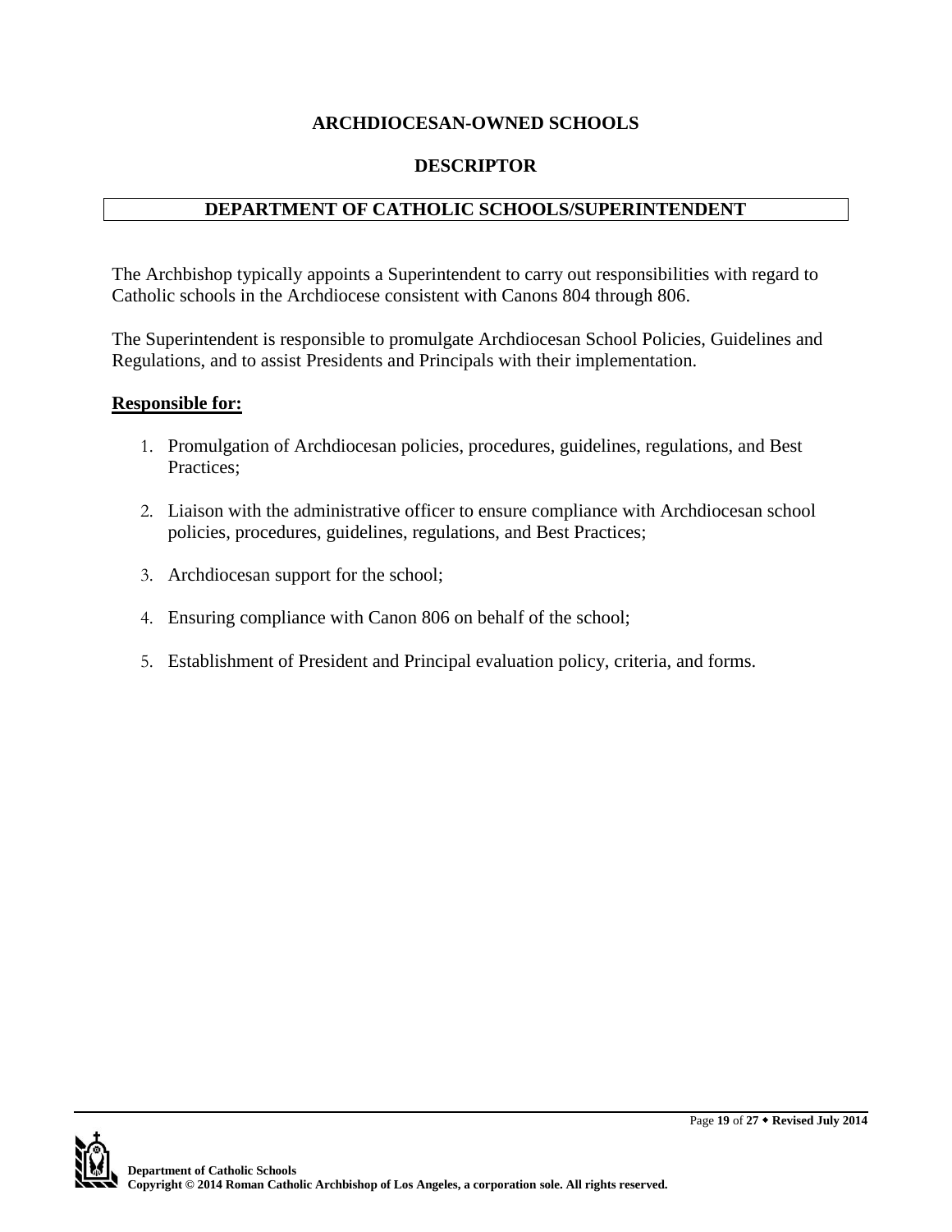## ARCHDIOCESAN-OWNED SCHOOLS

## DESCRIPTOR

### DEPARTMENT OF CATHOLIC SCHOOLS/SUPERINTENDENT

The Archbishop typically appoints a Superintendent to carry out responsibilities with regard to Catholic schools in the Archdiocese consistent with Canons 804 through 806.

The Superintendent is responsible to promulgate Archdiocesan School Policies, Guidelines and Regulations, and to assist Presidents and Principals with their implementation.

**Responsible for:**

1. Promulgation of Archdiocesan policies, procedures, guidelines, regulations, and Best Practices;
2. Liaison with the administrative officer to ensure compliance with Archdiocesan school policies, procedures, guidelines, regulations, and Best Practices;
3. Archdiocesan support for the school;
4. Ensuring compliance with Canon 806 on behalf of the school;
5. Establishment of President and Principal evaluation policy, criteria, and forms.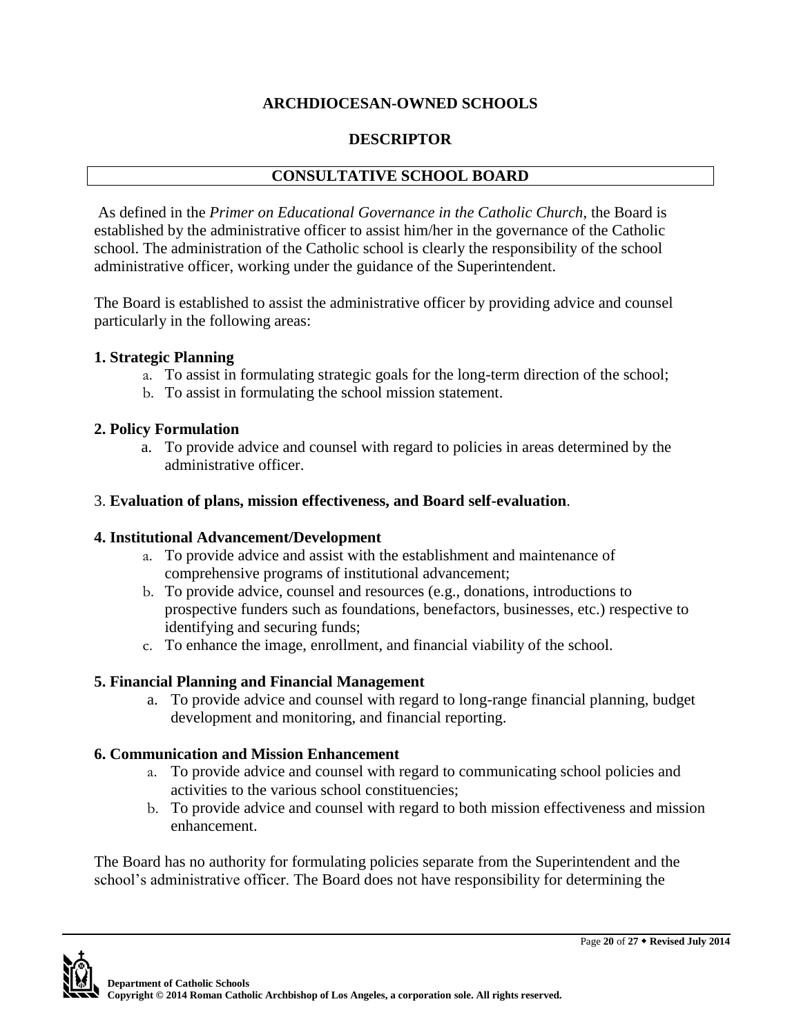**ARCHDIOCESAN-OWNED SCHOOLS**

**DESCRIPTOR**

**CONSULTATIVE SCHOOL BOARD**

As defined in the *Primer on Educational Governance in the Catholic Church*, the Board is established by the administrative officer to assist him/her in the governance of the Catholic school. The administration of the Catholic school is clearly the responsibility of the school administrative officer, working under the guidance of the Superintendent.

The Board is established to assist the administrative officer by providing advice and counsel particularly in the following areas:

**1. Strategic Planning**

a. To assist in formulating strategic goals for the long-term direction of the school;
b. To assist in formulating the school mission statement.

**2. Policy Formulation**

a. To provide advice and counsel with regard to policies in areas determined by the administrative officer.

3. **Evaluation of plans, mission effectiveness, and Board self-evaluation**.

**4. Institutional Advancement/Development**

a. To provide advice and assist with the establishment and maintenance of comprehensive programs of institutional advancement;
b. To provide advice, counsel and resources (e.g., donations, introductions to prospective funders such as foundations, benefactors, businesses, etc.) respective to identifying and securing funds;
c. To enhance the image, enrollment, and financial viability of the school.

**5. Financial Planning and Financial Management**

a. To provide advice and counsel with regard to long-range financial planning, budget development and monitoring, and financial reporting.

**6. Communication and Mission Enhancement**

a. To provide advice and counsel with regard to communicating school policies and activities to the various school constituencies;
b. To provide advice and counsel with regard to both mission effectiveness and mission enhancement.

The Board has no authority for formulating policies separate from the Superintendent and the school's administrative officer. The Board does not have responsibility for determining the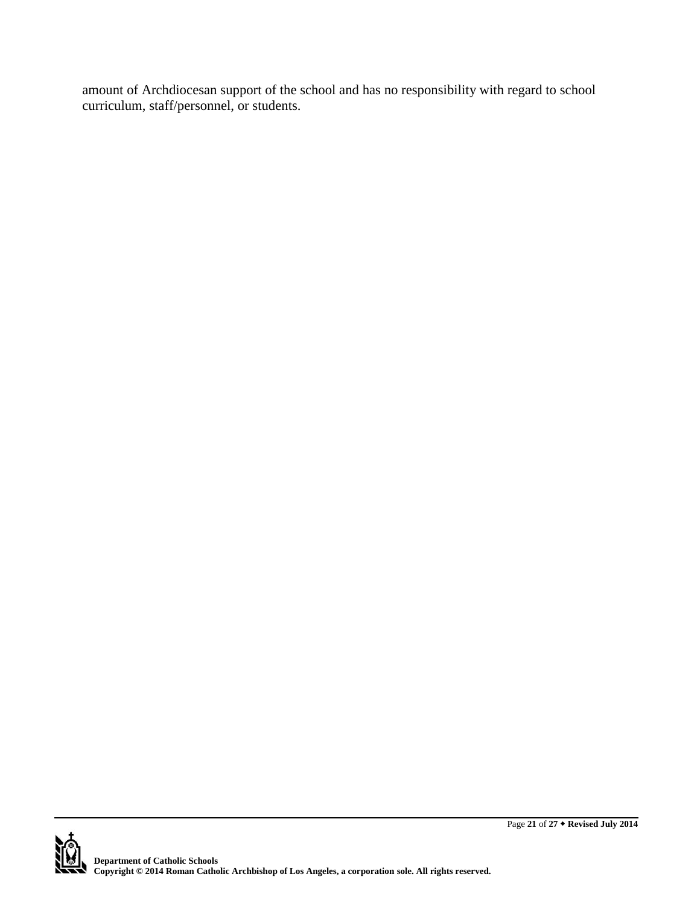amount of Archdiocesan support of the school and has no responsibility with regard to school curriculum, staff/personnel, or students.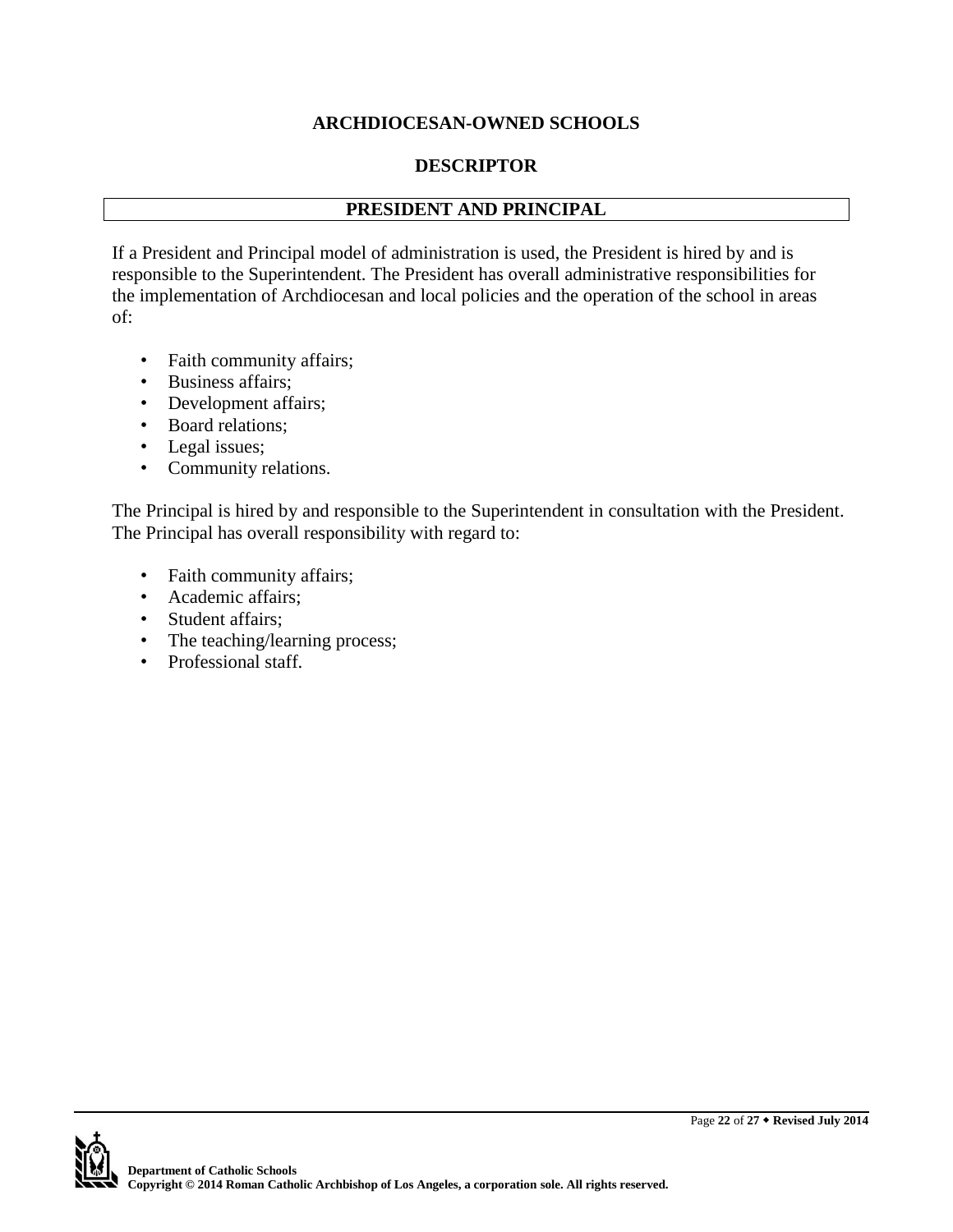# ARCHDIOCESAN-OWNED SCHOOLS

## DESCRIPTOR

### PRESIDENT AND PRINCIPAL

If a President and Principal model of administration is used, the President is hired by and is responsible to the Superintendent. The President has overall administrative responsibilities for the implementation of Archdiocesan and local policies and the operation of the school in areas of:

- Faith community affairs;
- Business affairs;
- Development affairs;
- Board relations;
- Legal issues;
- Community relations.

The Principal is hired by and responsible to the Superintendent in consultation with the President. The Principal has overall responsibility with regard to:

- Faith community affairs;
- Academic affairs;
- Student affairs;
- The teaching/learning process;
- Professional staff.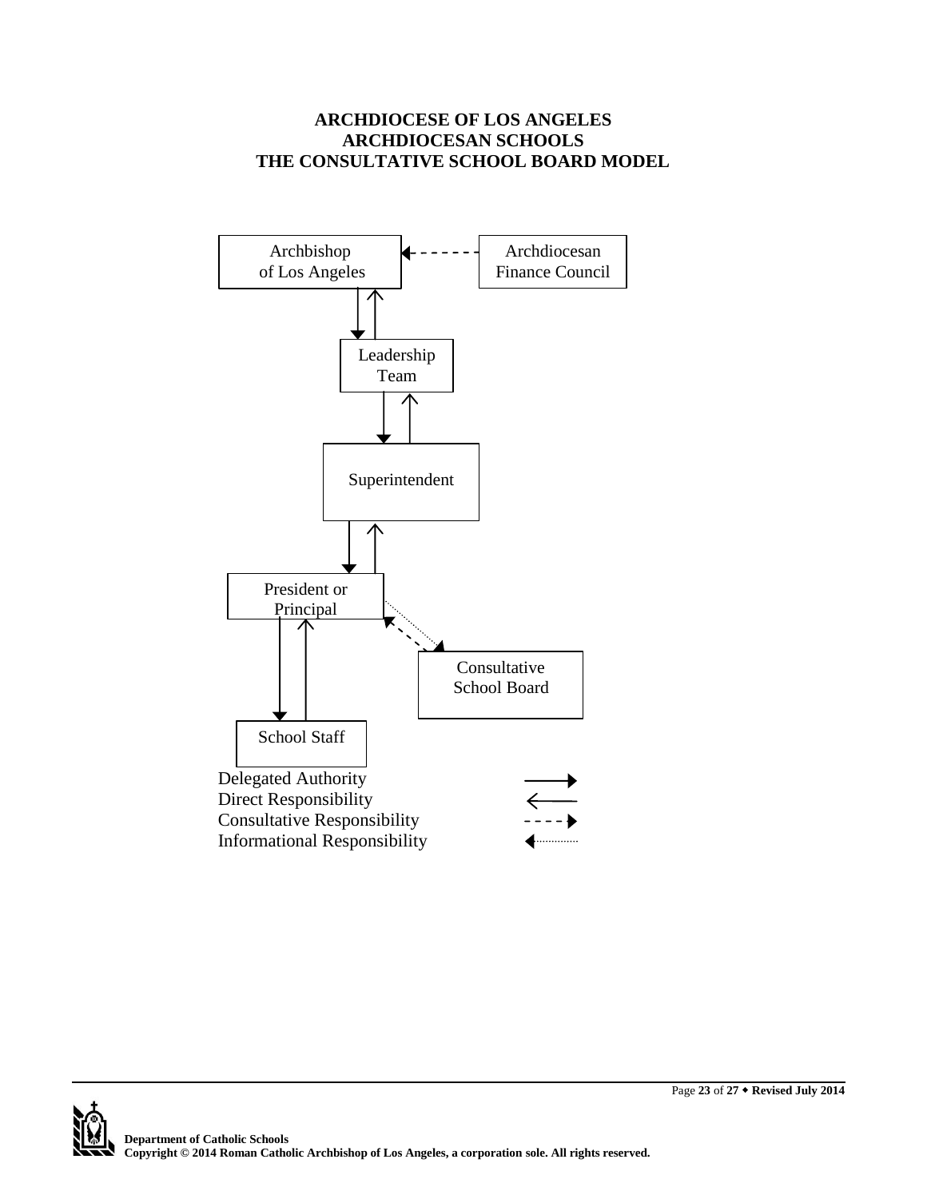**ARCHDIOCESE OF LOS ANGELES**
**ARCHDIOCESAN SCHOOLS**
**THE CONSULTATIVE SCHOOL BOARD MODEL**

Archbishop of Los Angeles

Archdiocesan Finance Council

Leadership Team

Superintendent

President or Principal

Consultative School Board

School Staff

Delegated Authority
Direct Responsibility
Consultative Responsibility
Informational Responsibility

**Department of Catholic Schools**
**Copyright © 2014 Roman Catholic Archbishop of Los Angeles, a corporation sole. All rights reserved.**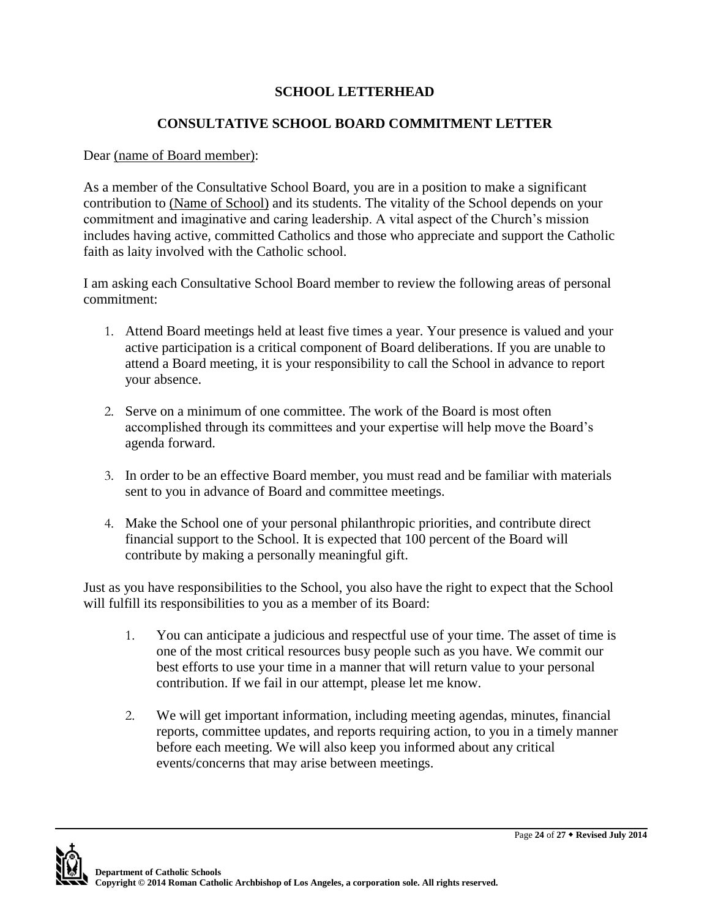**SCHOOL LETTERHEAD**

**CONSULTATIVE SCHOOL BOARD COMMITMENT LETTER**

Dear (name of Board member):

As a member of the Consultative School Board, you are in a position to make a significant contribution to (Name of School) and its students. The vitality of the School depends on your commitment and imaginative and caring leadership. A vital aspect of the Church's mission includes having active, committed Catholics and those who appreciate and support the Catholic faith as laity involved with the Catholic school.

I am asking each Consultative School Board member to review the following areas of personal commitment:

1. Attend Board meetings held at least five times a year. Your presence is valued and your active participation is a critical component of Board deliberations. If you are unable to attend a Board meeting, it is your responsibility to call the School in advance to report your absence.

2. Serve on a minimum of one committee. The work of the Board is most often accomplished through its committees and your expertise will help move the Board's agenda forward.

3. In order to be an effective Board member, you must read and be familiar with materials sent to you in advance of Board and committee meetings.

4. Make the School one of your personal philanthropic priorities, and contribute direct financial support to the School. It is expected that 100 percent of the Board will contribute by making a personally meaningful gift.

Just as you have responsibilities to the School, you also have the right to expect that the School will fulfill its responsibilities to you as a member of its Board:

1. You can anticipate a judicious and respectful use of your time. The asset of time is one of the most critical resources busy people such as you have. We commit our best efforts to use your time in a manner that will return value to your personal contribution. If we fail in our attempt, please let me know.

2. We will get important information, including meeting agendas, minutes, financial reports, committee updates, and reports requiring action, to you in a timely manner before each meeting. We will also keep you informed about any critical events/concerns that may arise between meetings.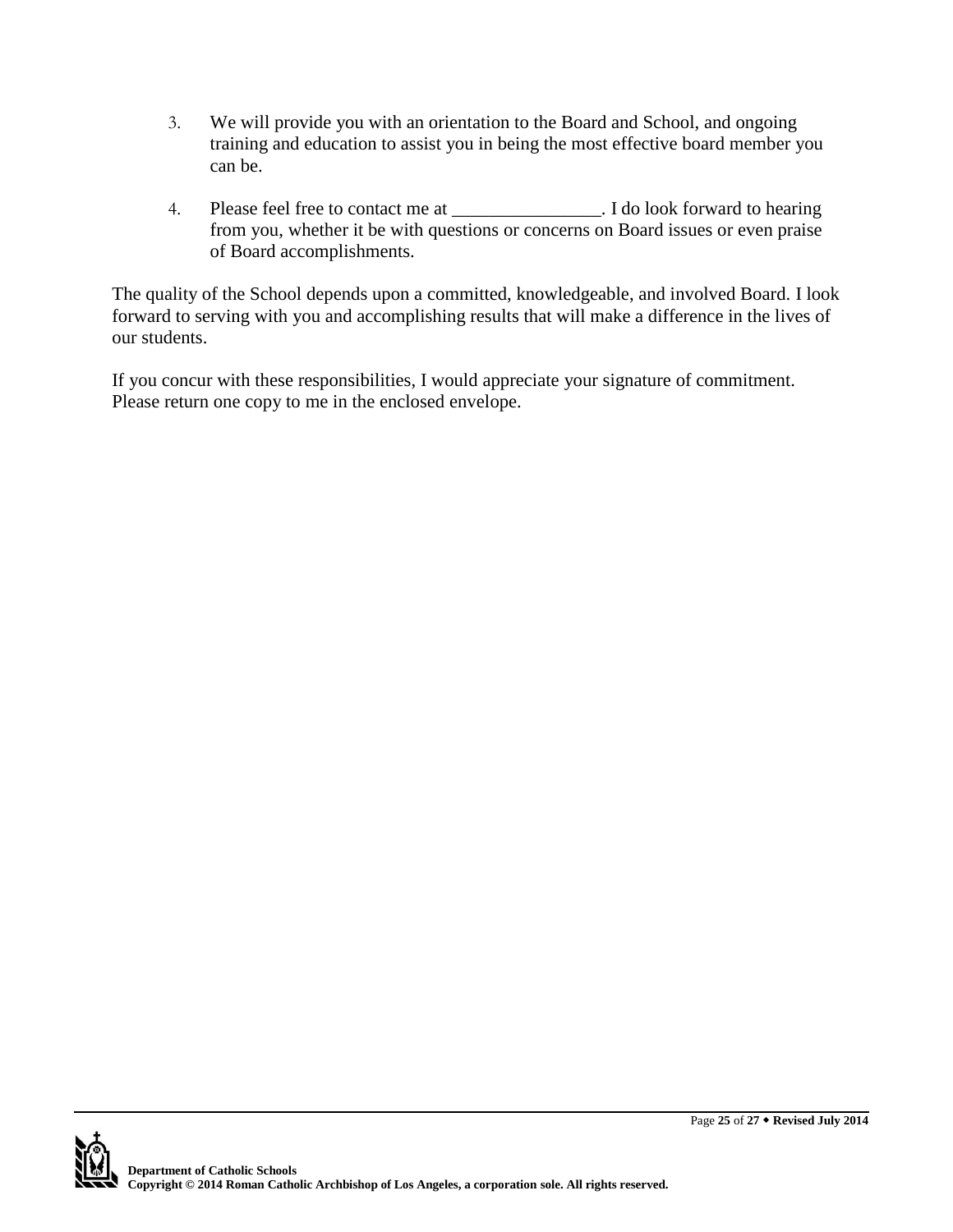3. We will provide you with an orientation to the Board and School, and ongoing training and education to assist you in being the most effective board member you can be.

4. Please feel free to contact me at ________________. I do look forward to hearing from you, whether it be with questions or concerns on Board issues or even praise of Board accomplishments.

The quality of the School depends upon a committed, knowledgeable, and involved Board. I look forward to serving with you and accomplishing results that will make a difference in the lives of our students.

If you concur with these responsibilities, I would appreciate your signature of commitment. Please return one copy to me in the enclosed envelope.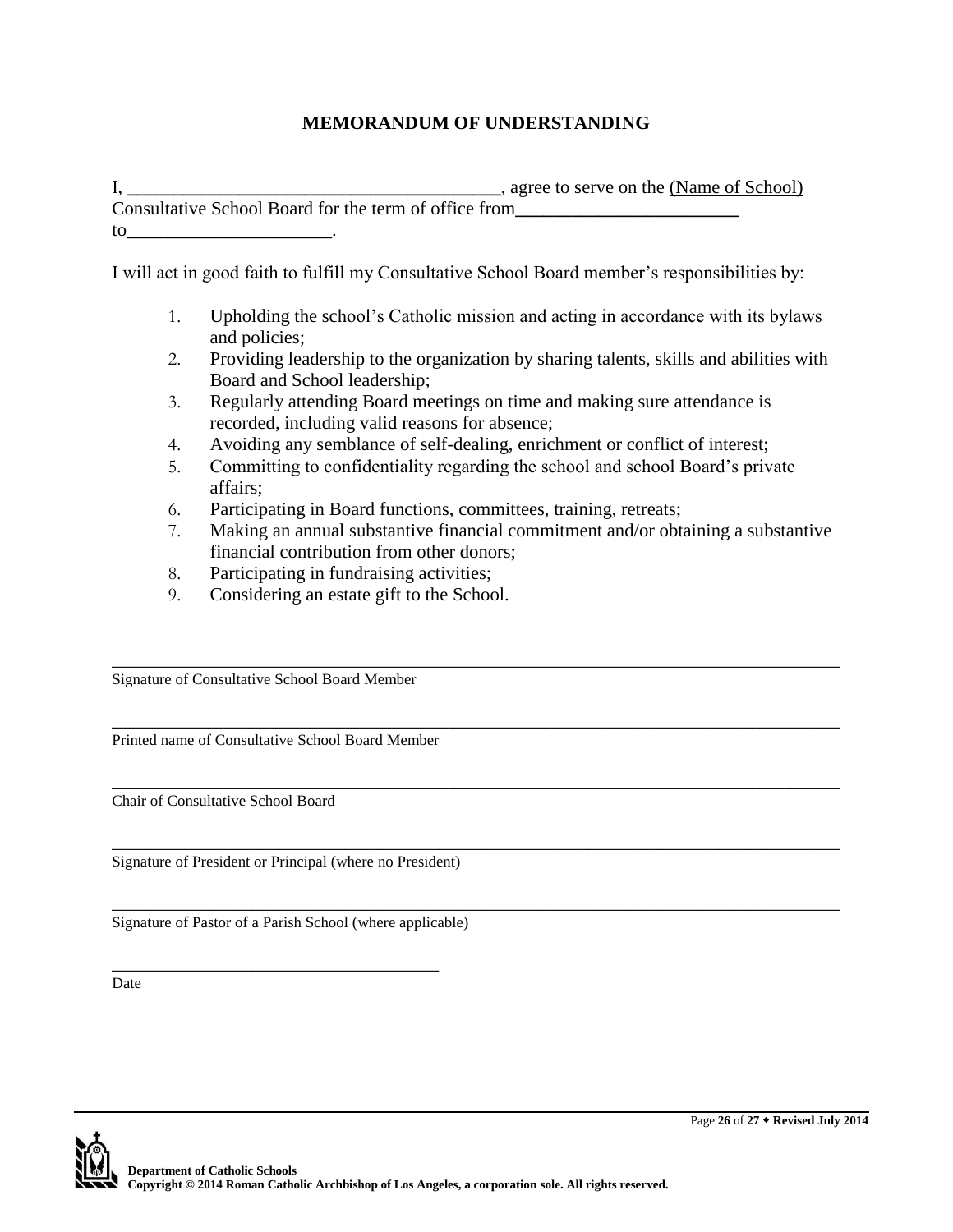# MEMORANDUM OF UNDERSTANDING

I, ________________________________________, agree to serve on the (Name of School) Consultative School Board for the term of office from_________________________ to______________________.

I will act in good faith to fulfill my Consultative School Board member's responsibilities by:

1. Upholding the school's Catholic mission and acting in accordance with its bylaws and policies;
2. Providing leadership to the organization by sharing talents, skills and abilities with Board and School leadership;
3. Regularly attending Board meetings on time and making sure attendance is recorded, including valid reasons for absence;
4. Avoiding any semblance of self-dealing, enrichment or conflict of interest;
5. Committing to confidentiality regarding the school and school Board's private affairs;
6. Participating in Board functions, committees, training, retreats;
7. Making an annual substantive financial commitment and/or obtaining a substantive financial contribution from other donors;
8. Participating in fundraising activities;
9. Considering an estate gift to the School.

_____________________________________________________________________________
Signature of Consultative School Board Member

_____________________________________________________________________________
Printed name of Consultative School Board Member

_____________________________________________________________________________
Chair of Consultative School Board

_____________________________________________________________________________
Signature of President or Principal (where no President)

_____________________________________________________________________________
Signature of Pastor of a Parish School (where applicable)

______________________________________
Date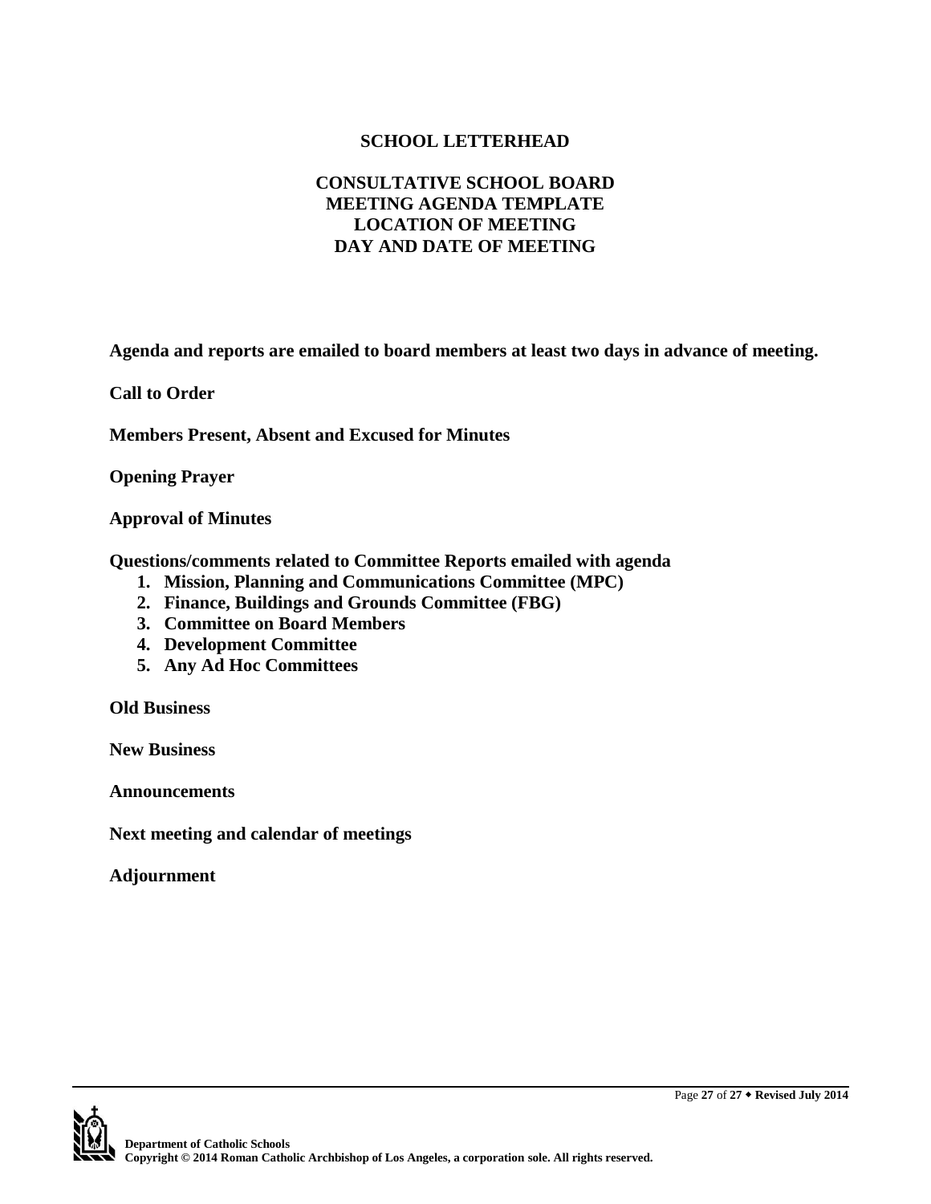**SCHOOL LETTERHEAD**

**CONSULTATIVE SCHOOL BOARD**
**MEETING AGENDA TEMPLATE**
**LOCATION OF MEETING**
**DAY AND DATE OF MEETING**

**Agenda and reports are emailed to board members at least two days in advance of meeting.**

**Call to Order**

**Members Present, Absent and Excused for Minutes**

**Opening Prayer**

**Approval of Minutes**

**Questions/comments related to Committee Reports emailed with agenda**

1. **Mission, Planning and Communications Committee (MPC)**
2. **Finance, Buildings and Grounds Committee (FBG)**
3. **Committee on Board Members**
4. **Development Committee**
5. **Any Ad Hoc Committees**

**Old Business**

**New Business**

**Announcements**

**Next meeting and calendar of meetings**

**Adjournment**